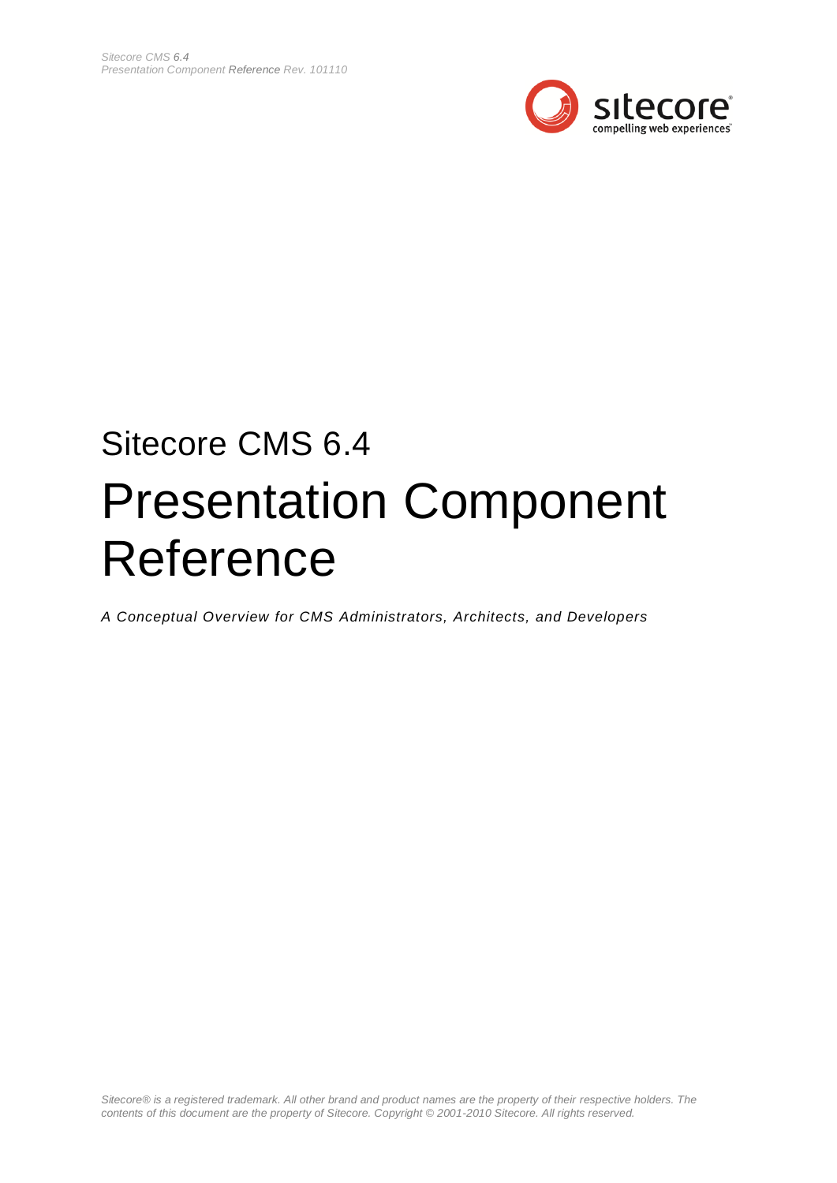# Sitecore CMS 6.4

# Presentation Component Reference

*A Conceptual Overview for CMS Administrators, Architects, and Developers*

*Sitecore® is a registered trademark. All other brand and product names are the property of their respective holders. The contents of this document are the property of Sitecore. Copyright © 2001-2010 Sitecore. All rights reserved.*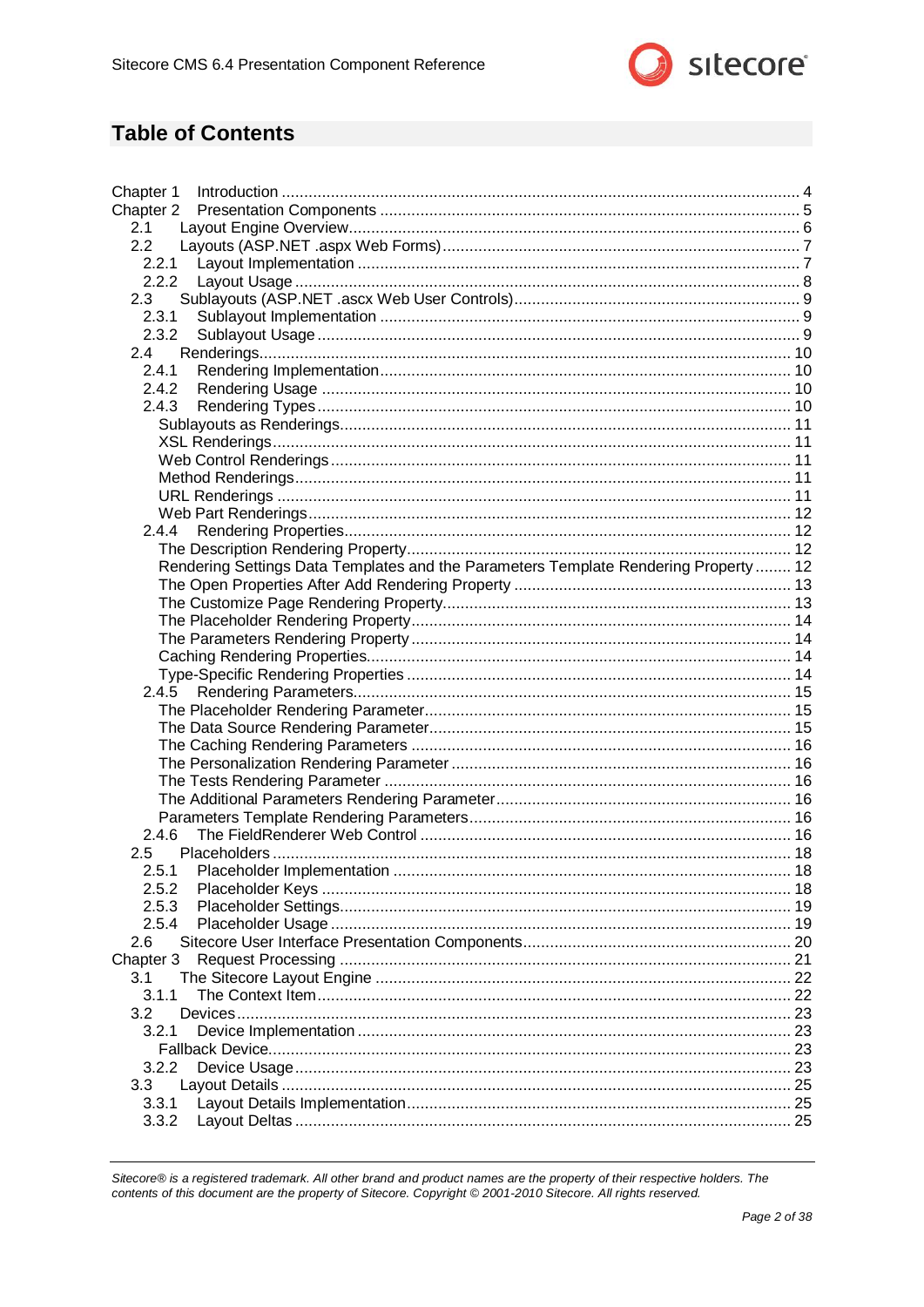# Table of Contents

- Chapter 1 Introduction ... 4
- Chapter 2 Presentation Components ... 5
  - 2.1 Layout Engine Overview ... 6
  - 2.2 Layouts (ASP.NET .aspx Web Forms) ... 7
    - 2.2.1 Layout Implementation ... 7
    - 2.2.2 Layout Usage ... 8
  - 2.3 Sublayouts (ASP.NET .ascx Web User Controls) ... 9
    - 2.3.1 Sublayout Implementation ... 9
    - 2.3.2 Sublayout Usage ... 9
  - 2.4 Renderings ... 10
    - 2.4.1 Rendering Implementation ... 10
    - 2.4.2 Rendering Usage ... 10
    - 2.4.3 Rendering Types ... 10
      - Sublayouts as Renderings ... 11
      - XSL Renderings ... 11
      - Web Control Renderings ... 11
      - Method Renderings ... 11
      - URL Renderings ... 11
      - Web Part Renderings ... 12
    - 2.4.4 Rendering Properties ... 12
      - The Description Rendering Property ... 12
      - Rendering Settings Data Templates and the Parameters Template Rendering Property ... 12
      - The Open Properties After Add Rendering Property ... 13
      - The Customize Page Rendering Property ... 13
      - The Placeholder Rendering Property ... 14
      - The Parameters Rendering Property ... 14
      - Caching Rendering Properties ... 14
      - Type-Specific Rendering Properties ... 14
    - 2.4.5 Rendering Parameters ... 15
      - The Placeholder Rendering Parameter ... 15
      - The Data Source Rendering Parameter ... 15
      - The Caching Rendering Parameters ... 16
      - The Personalization Rendering Parameter ... 16
      - The Tests Rendering Parameter ... 16
      - The Additional Parameters Rendering Parameter ... 16
      - Parameters Template Rendering Parameters ... 16
    - 2.4.6 The FieldRenderer Web Control ... 16
  - 2.5 Placeholders ... 18
    - 2.5.1 Placeholder Implementation ... 18
    - 2.5.2 Placeholder Keys ... 18
    - 2.5.3 Placeholder Settings ... 19
    - 2.5.4 Placeholder Usage ... 19
  - 2.6 Sitecore User Interface Presentation Components ... 20
- Chapter 3 Request Processing ... 21
  - 3.1 The Sitecore Layout Engine ... 22
    - 3.1.1 The Context Item ... 22
  - 3.2 Devices ... 23
    - 3.2.1 Device Implementation ... 23
      - Fallback Device ... 23
    - 3.2.2 Device Usage ... 23
  - 3.3 Layout Details ... 25
    - 3.3.1 Layout Details Implementation ... 25
    - 3.3.2 Layout Deltas ... 25

*Sitecore® is a registered trademark. All other brand and product names are the property of their respective holders. The contents of this document are the property of Sitecore. Copyright © 2001-2010 Sitecore. All rights reserved.*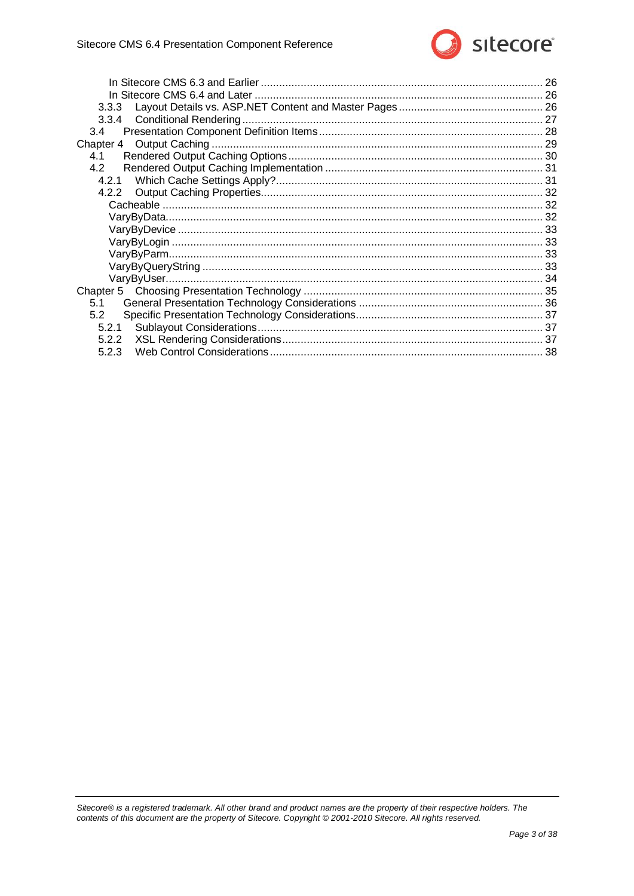In Sitecore CMS 6.3 and Earlier ... 26
In Sitecore CMS 6.4 and Later ... 26
3.3.3 Layout Details vs. ASP.NET Content and Master Pages ... 26
3.3.4 Conditional Rendering ... 27
3.4 Presentation Component Definition Items ... 28
Chapter 4 Output Caching ... 29
4.1 Rendered Output Caching Options ... 30
4.2 Rendered Output Caching Implementation ... 31
4.2.1 Which Cache Settings Apply? ... 31
4.2.2 Output Caching Properties ... 32
Cacheable ... 32
VaryByData ... 32
VaryByDevice ... 33
VaryByLogin ... 33
VaryByParm ... 33
VaryByQueryString ... 33
VaryByUser ... 34
Chapter 5 Choosing Presentation Technology ... 35
5.1 General Presentation Technology Considerations ... 36
5.2 Specific Presentation Technology Considerations ... 37
5.2.1 Sublayout Considerations ... 37
5.2.2 XSL Rendering Considerations ... 37
5.2.3 Web Control Considerations ... 38

*Sitecore® is a registered trademark. All other brand and product names are the property of their respective holders. The contents of this document are the property of Sitecore. Copyright © 2001-2010 Sitecore. All rights reserved.*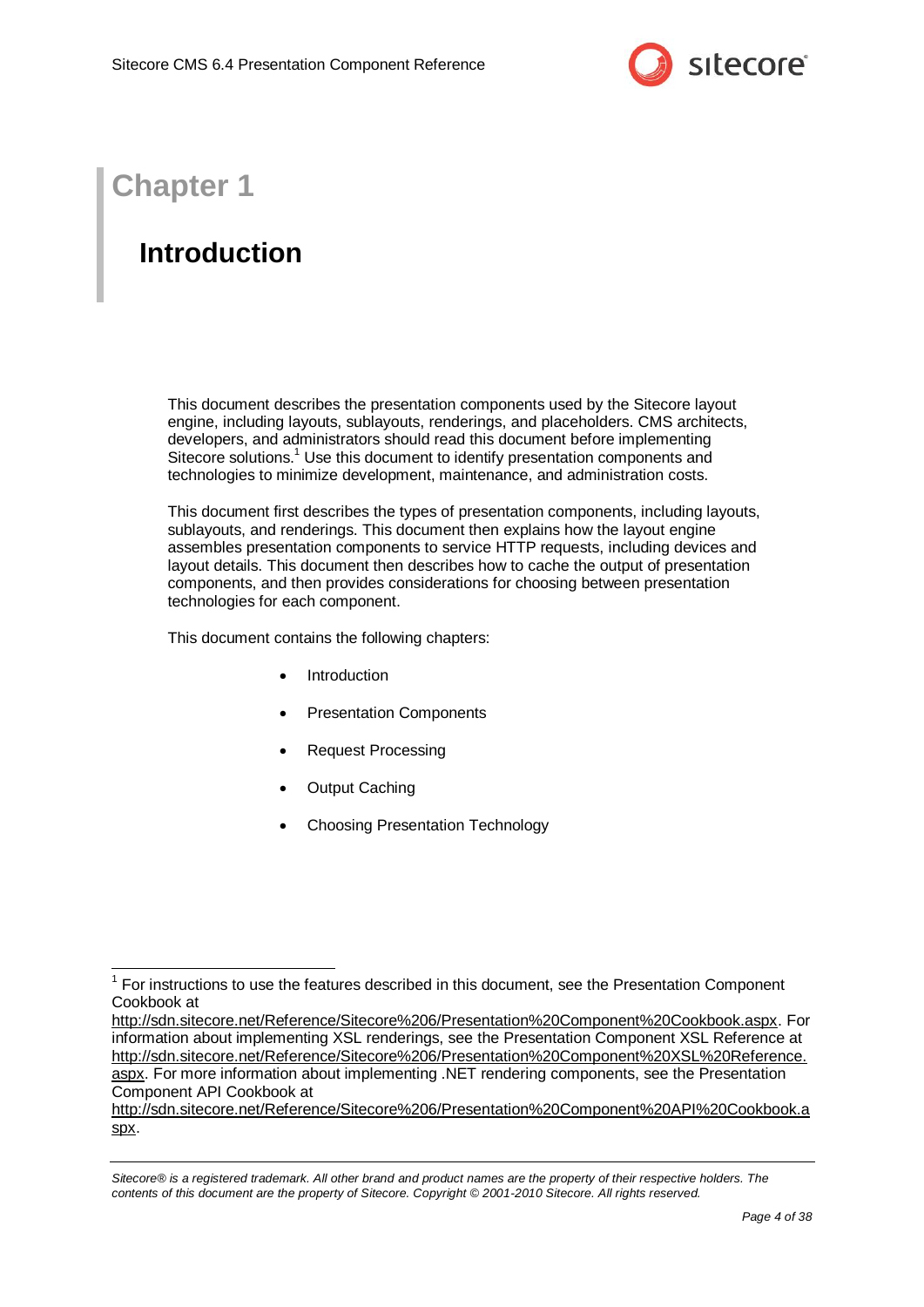# Chapter 1

## Introduction

This document describes the presentation components used by the Sitecore layout engine, including layouts, sublayouts, renderings, and placeholders. CMS architects, developers, and administrators should read this document before implementing Sitecore solutions.[1] Use this document to identify presentation components and technologies to minimize development, maintenance, and administration costs.

This document first describes the types of presentation components, including layouts, sublayouts, and renderings. This document then explains how the layout engine assembles presentation components to service HTTP requests, including devices and layout details. This document then describes how to cache the output of presentation components, and then provides considerations for choosing between presentation technologies for each component.

This document contains the following chapters:

- Introduction
- Presentation Components
- Request Processing
- Output Caching
- Choosing Presentation Technology

---

[1] For instructions to use the features described in this document, see the Presentation Component Cookbook at http://sdn.sitecore.net/Reference/Sitecore%206/Presentation%20Component%20Cookbook.aspx. For information about implementing XSL renderings, see the Presentation Component XSL Reference at http://sdn.sitecore.net/Reference/Sitecore%206/Presentation%20Component%20XSL%20Reference.aspx. For more information about implementing .NET rendering components, see the Presentation Component API Cookbook at http://sdn.sitecore.net/Reference/Sitecore%206/Presentation%20Component%20API%20Cookbook.aspx.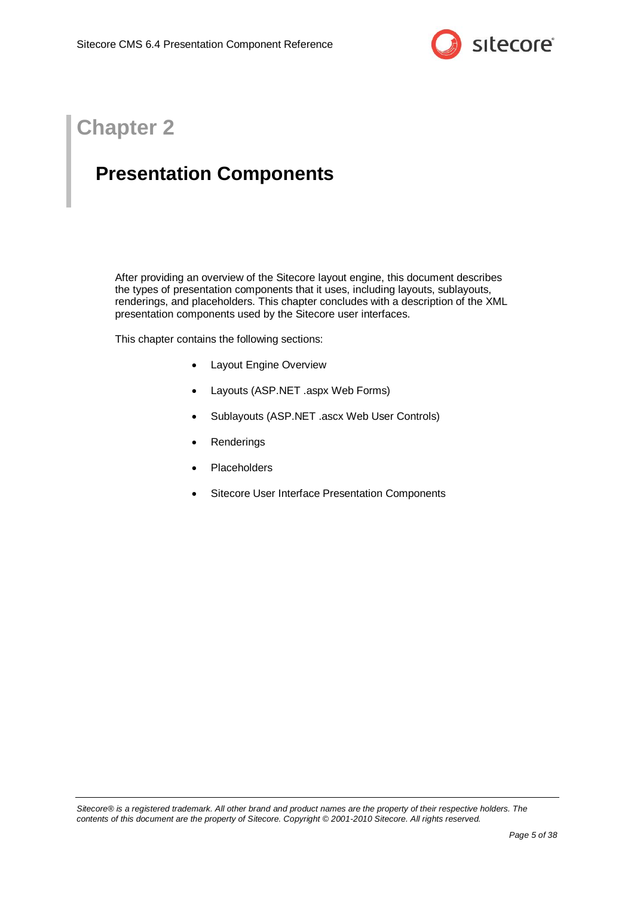# Chapter 2

## Presentation Components

After providing an overview of the Sitecore layout engine, this document describes the types of presentation components that it uses, including layouts, sublayouts, renderings, and placeholders. This chapter concludes with a description of the XML presentation components used by the Sitecore user interfaces.

This chapter contains the following sections:

- Layout Engine Overview
- Layouts (ASP.NET .aspx Web Forms)
- Sublayouts (ASP.NET .ascx Web User Controls)
- Renderings
- Placeholders
- Sitecore User Interface Presentation Components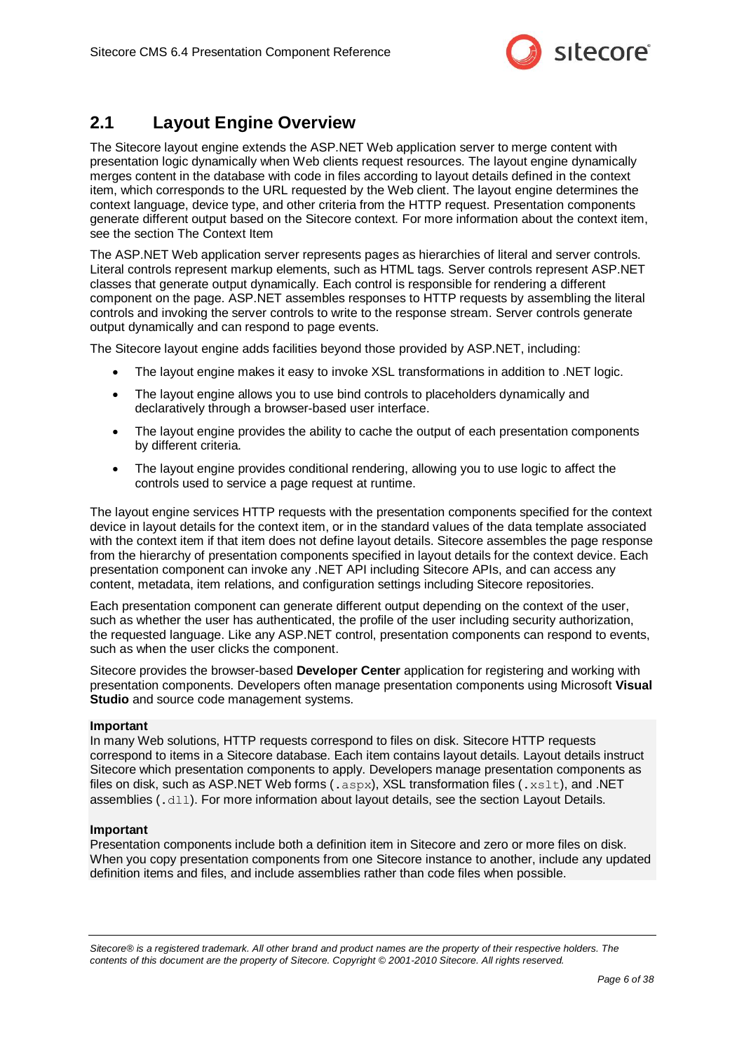## 2.1 Layout Engine Overview

The Sitecore layout engine extends the ASP.NET Web application server to merge content with presentation logic dynamically when Web clients request resources. The layout engine dynamically merges content in the database with code in files according to layout details defined in the context item, which corresponds to the URL requested by the Web client. The layout engine determines the context language, device type, and other criteria from the HTTP request. Presentation components generate different output based on the Sitecore context. For more information about the context item, see the section The Context Item

The ASP.NET Web application server represents pages as hierarchies of literal and server controls. Literal controls represent markup elements, such as HTML tags. Server controls represent ASP.NET classes that generate output dynamically. Each control is responsible for rendering a different component on the page. ASP.NET assembles responses to HTTP requests by assembling the literal controls and invoking the server controls to write to the response stream. Server controls generate output dynamically and can respond to page events.

The Sitecore layout engine adds facilities beyond those provided by ASP.NET, including:

- The layout engine makes it easy to invoke XSL transformations in addition to .NET logic.
- The layout engine allows you to use bind controls to placeholders dynamically and declaratively through a browser-based user interface.
- The layout engine provides the ability to cache the output of each presentation components by different criteria.
- The layout engine provides conditional rendering, allowing you to use logic to affect the controls used to service a page request at runtime.

The layout engine services HTTP requests with the presentation components specified for the context device in layout details for the context item, or in the standard values of the data template associated with the context item if that item does not define layout details. Sitecore assembles the page response from the hierarchy of presentation components specified in layout details for the context device. Each presentation component can invoke any .NET API including Sitecore APIs, and can access any content, metadata, item relations, and configuration settings including Sitecore repositories.

Each presentation component can generate different output depending on the context of the user, such as whether the user has authenticated, the profile of the user including security authorization, the requested language. Like any ASP.NET control, presentation components can respond to events, such as when the user clicks the component.

Sitecore provides the browser-based **Developer Center** application for registering and working with presentation components. Developers often manage presentation components using Microsoft **Visual Studio** and source code management systems.

**Important**
In many Web solutions, HTTP requests correspond to files on disk. Sitecore HTTP requests correspond to items in a Sitecore database. Each item contains layout details. Layout details instruct Sitecore which presentation components to apply. Developers manage presentation components as files on disk, such as ASP.NET Web forms (`.aspx`), XSL transformation files (`.xslt`), and .NET assemblies (`.dll`). For more information about layout details, see the section Layout Details.

**Important**
Presentation components include both a definition item in Sitecore and zero or more files on disk. When you copy presentation components from one Sitecore instance to another, include any updated definition items and files, and include assemblies rather than code files when possible.

*Sitecore® is a registered trademark. All other brand and product names are the property of their respective holders. The contents of this document are the property of Sitecore. Copyright © 2001-2010 Sitecore. All rights reserved.*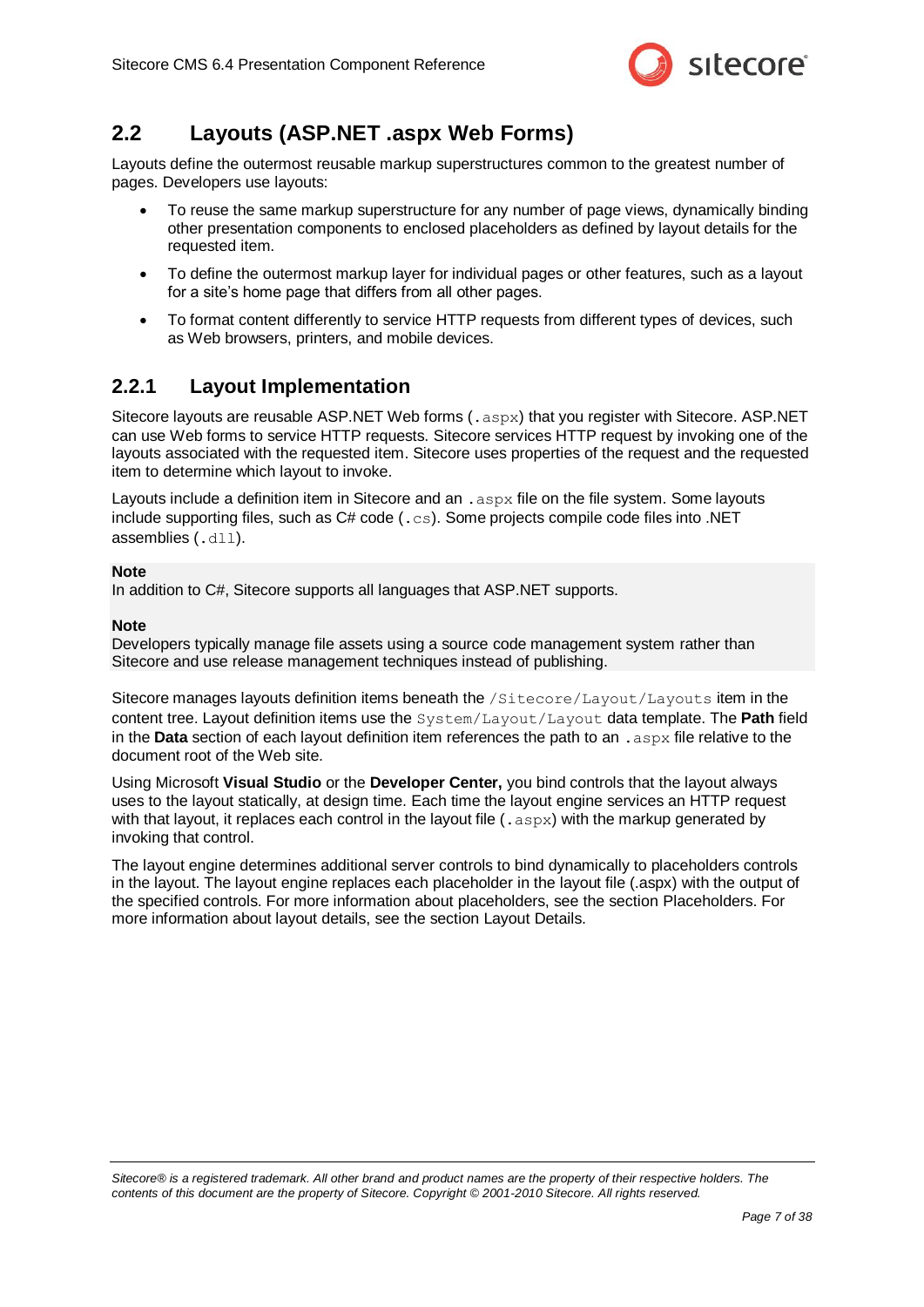## 2.2 Layouts (ASP.NET .aspx Web Forms)

Layouts define the outermost reusable markup superstructures common to the greatest number of pages. Developers use layouts:

- To reuse the same markup superstructure for any number of page views, dynamically binding other presentation components to enclosed placeholders as defined by layout details for the requested item.
- To define the outermost markup layer for individual pages or other features, such as a layout for a site's home page that differs from all other pages.
- To format content differently to service HTTP requests from different types of devices, such as Web browsers, printers, and mobile devices.

### 2.2.1 Layout Implementation

Sitecore layouts are reusable ASP.NET Web forms (`.aspx`) that you register with Sitecore. ASP.NET can use Web forms to service HTTP requests. Sitecore services HTTP request by invoking one of the layouts associated with the requested item. Sitecore uses properties of the request and the requested item to determine which layout to invoke.

Layouts include a definition item in Sitecore and an `.aspx` file on the file system. Some layouts include supporting files, such as C# code (`.cs`). Some projects compile code files into .NET assemblies (`.dll`).

**Note**
In addition to C#, Sitecore supports all languages that ASP.NET supports.

**Note**
Developers typically manage file assets using a source code management system rather than Sitecore and use release management techniques instead of publishing.

Sitecore manages layouts definition items beneath the `/Sitecore/Layout/Layouts` item in the content tree. Layout definition items use the `System/Layout/Layout` data template. The **Path** field in the **Data** section of each layout definition item references the path to an `.aspx` file relative to the document root of the Web site.

Using Microsoft **Visual Studio** or the **Developer Center,** you bind controls that the layout always uses to the layout statically, at design time. Each time the layout engine services an HTTP request with that layout, it replaces each control in the layout file (`.aspx`) with the markup generated by invoking that control.

The layout engine determines additional server controls to bind dynamically to placeholders controls in the layout. The layout engine replaces each placeholder in the layout file (.aspx) with the output of the specified controls. For more information about placeholders, see the section Placeholders. For more information about layout details, see the section Layout Details.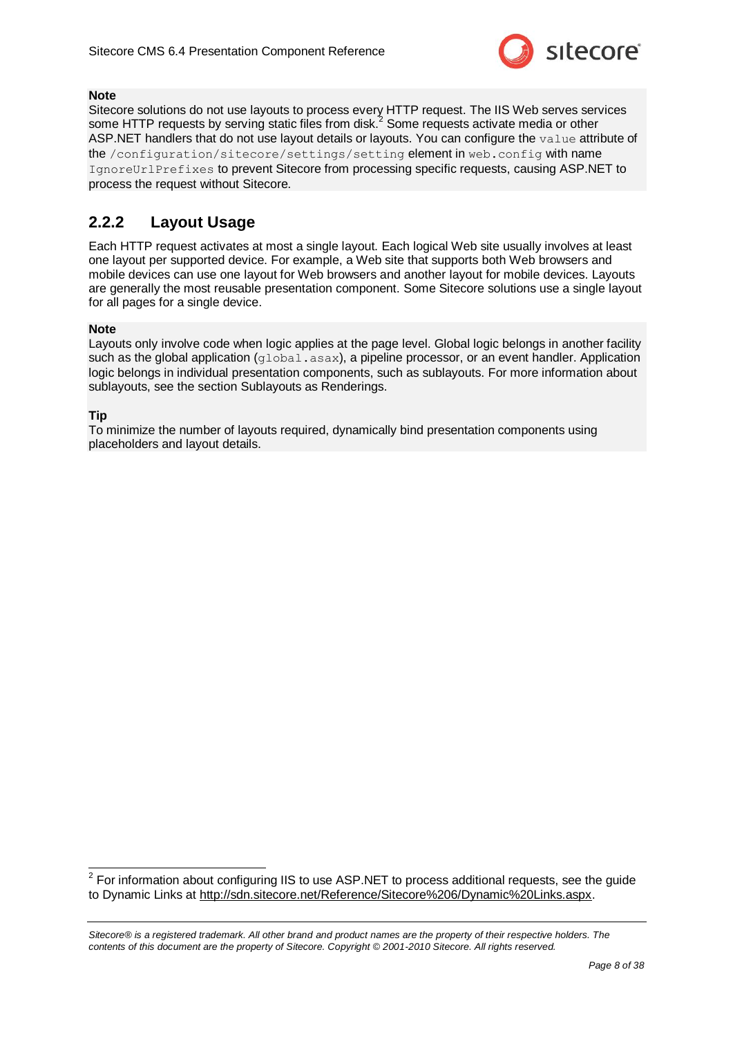**Note**

Sitecore solutions do not use layouts to process every HTTP request. The IIS Web serves services some HTTP requests by serving static files from disk.[2] Some requests activate media or other ASP.NET handlers that do not use layout details or layouts. You can configure the `value` attribute of the `/configuration/sitecore/settings/setting` element in `web.config` with name `IgnoreUrlPrefixes` to prevent Sitecore from processing specific requests, causing ASP.NET to process the request without Sitecore.

### 2.2.2 Layout Usage

Each HTTP request activates at most a single layout. Each logical Web site usually involves at least one layout per supported device. For example, a Web site that supports both Web browsers and mobile devices can use one layout for Web browsers and another layout for mobile devices. Layouts are generally the most reusable presentation component. Some Sitecore solutions use a single layout for all pages for a single device.

**Note**

Layouts only involve code when logic applies at the page level. Global logic belongs in another facility such as the global application (`global.asax`), a pipeline processor, or an event handler. Application logic belongs in individual presentation components, such as sublayouts. For more information about sublayouts, see the section Sublayouts as Renderings.

**Tip**

To minimize the number of layouts required, dynamically bind presentation components using placeholders and layout details.

---

[2] For information about configuring IIS to use ASP.NET to process additional requests, see the guide to Dynamic Links at http://sdn.sitecore.net/Reference/Sitecore%206/Dynamic%20Links.aspx.

*Sitecore® is a registered trademark. All other brand and product names are the property of their respective holders. The contents of this document are the property of Sitecore. Copyright © 2001-2010 Sitecore. All rights reserved.*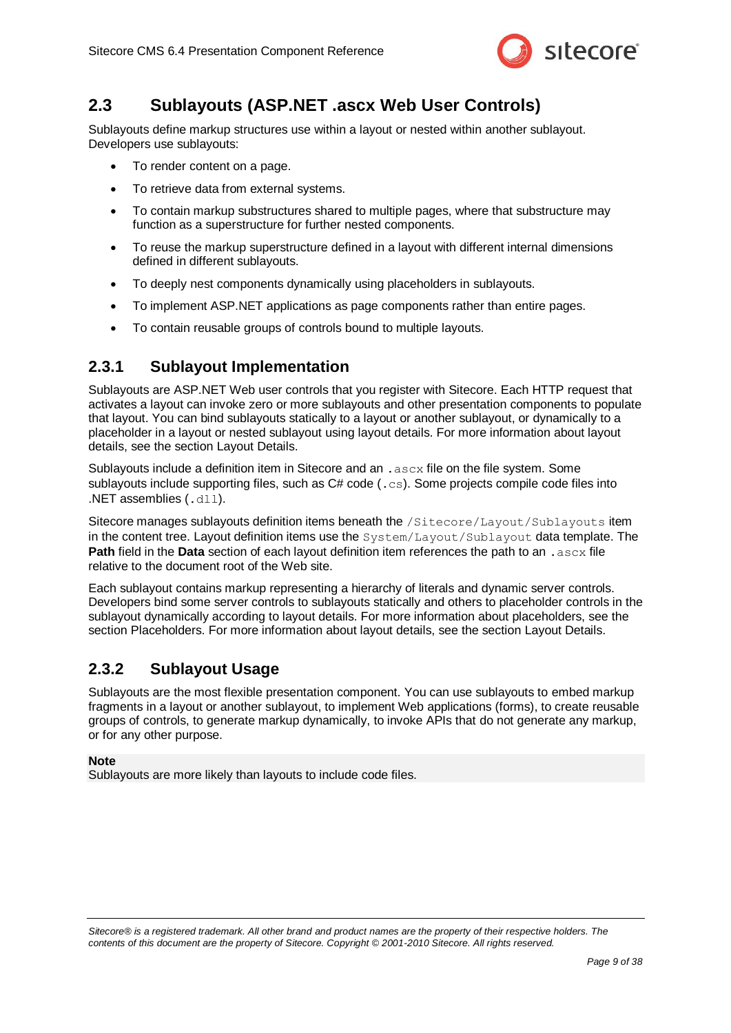## 2.3 Sublayouts (ASP.NET .ascx Web User Controls)

Sublayouts define markup structures use within a layout or nested within another sublayout. Developers use sublayouts:

- To render content on a page.
- To retrieve data from external systems.
- To contain markup substructures shared to multiple pages, where that substructure may function as a superstructure for further nested components.
- To reuse the markup superstructure defined in a layout with different internal dimensions defined in different sublayouts.
- To deeply nest components dynamically using placeholders in sublayouts.
- To implement ASP.NET applications as page components rather than entire pages.
- To contain reusable groups of controls bound to multiple layouts.

### 2.3.1 Sublayout Implementation

Sublayouts are ASP.NET Web user controls that you register with Sitecore. Each HTTP request that activates a layout can invoke zero or more sublayouts and other presentation components to populate that layout. You can bind sublayouts statically to a layout or another sublayout, or dynamically to a placeholder in a layout or nested sublayout using layout details. For more information about layout details, see the section Layout Details.

Sublayouts include a definition item in Sitecore and an `.ascx` file on the file system. Some sublayouts include supporting files, such as C# code (`.cs`). Some projects compile code files into .NET assemblies (`.dll`).

Sitecore manages sublayouts definition items beneath the `/Sitecore/Layout/Sublayouts` item in the content tree. Layout definition items use the `System/Layout/Sublayout` data template. The **Path** field in the **Data** section of each layout definition item references the path to an `.ascx` file relative to the document root of the Web site.

Each sublayout contains markup representing a hierarchy of literals and dynamic server controls. Developers bind some server controls to sublayouts statically and others to placeholder controls in the sublayout dynamically according to layout details. For more information about placeholders, see the section Placeholders. For more information about layout details, see the section Layout Details.

### 2.3.2 Sublayout Usage

Sublayouts are the most flexible presentation component. You can use sublayouts to embed markup fragments in a layout or another sublayout, to implement Web applications (forms), to create reusable groups of controls, to generate markup dynamically, to invoke APIs that do not generate any markup, or for any other purpose.

**Note**
Sublayouts are more likely than layouts to include code files.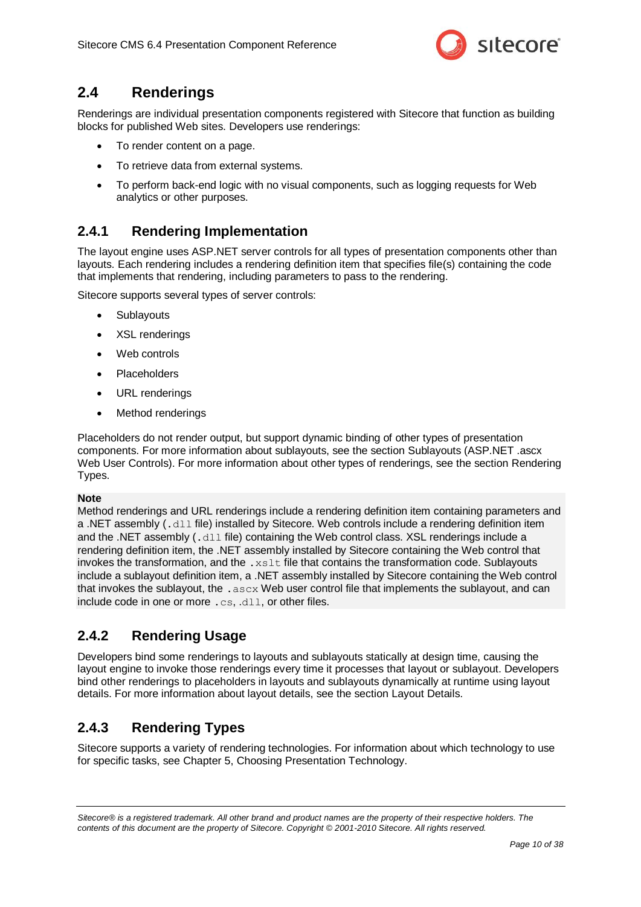## 2.4 Renderings

Renderings are individual presentation components registered with Sitecore that function as building blocks for published Web sites. Developers use renderings:

- To render content on a page.
- To retrieve data from external systems.
- To perform back-end logic with no visual components, such as logging requests for Web analytics or other purposes.

### 2.4.1 Rendering Implementation

The layout engine uses ASP.NET server controls for all types of presentation components other than layouts. Each rendering includes a rendering definition item that specifies file(s) containing the code that implements that rendering, including parameters to pass to the rendering.

Sitecore supports several types of server controls:

- Sublayouts
- XSL renderings
- Web controls
- Placeholders
- URL renderings
- Method renderings

Placeholders do not render output, but support dynamic binding of other types of presentation components. For more information about sublayouts, see the section Sublayouts (ASP.NET .ascx Web User Controls). For more information about other types of renderings, see the section Rendering Types.

**Note**
Method renderings and URL renderings include a rendering definition item containing parameters and a .NET assembly (`.dll` file) installed by Sitecore. Web controls include a rendering definition item and the .NET assembly (`.dll` file) containing the Web control class. XSL renderings include a rendering definition item, the .NET assembly installed by Sitecore containing the Web control that invokes the transformation, and the `.xslt` file that contains the transformation code. Sublayouts include a sublayout definition item, a .NET assembly installed by Sitecore containing the Web control that invokes the sublayout, the `.ascx` Web user control file that implements the sublayout, and can include code in one or more `.cs`, `.dll`, or other files.

### 2.4.2 Rendering Usage

Developers bind some renderings to layouts and sublayouts statically at design time, causing the layout engine to invoke those renderings every time it processes that layout or sublayout. Developers bind other renderings to placeholders in layouts and sublayouts dynamically at runtime using layout details. For more information about layout details, see the section Layout Details.

### 2.4.3 Rendering Types

Sitecore supports a variety of rendering technologies. For information about which technology to use for specific tasks, see Chapter 5, Choosing Presentation Technology.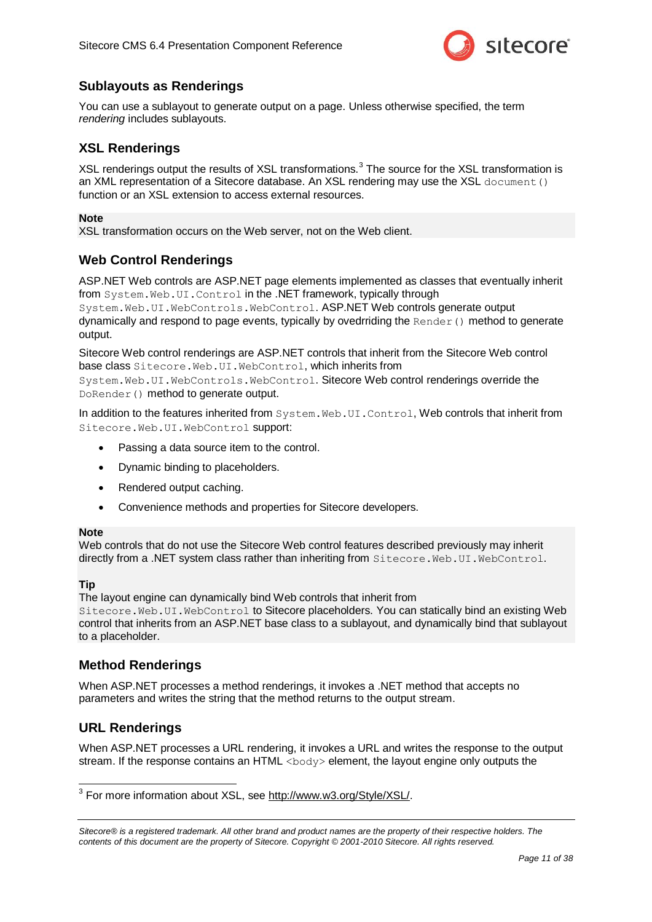## Sublayouts as Renderings

You can use a sublayout to generate output on a page. Unless otherwise specified, the term *rendering* includes sublayouts.

## XSL Renderings

XSL renderings output the results of XSL transformations.[3] The source for the XSL transformation is an XML representation of a Sitecore database. An XSL rendering may use the XSL `document()` function or an XSL extension to access external resources.

**Note**
XSL transformation occurs on the Web server, not on the Web client.

## Web Control Renderings

ASP.NET Web controls are ASP.NET page elements implemented as classes that eventually inherit from `System.Web.UI.Control` in the .NET framework, typically through `System.Web.UI.WebControls.WebControl`. ASP.NET Web controls generate output dynamically and respond to page events, typically by ovedrriding the `Render()` method to generate output.

Sitecore Web control renderings are ASP.NET controls that inherit from the Sitecore Web control base class `Sitecore.Web.UI.WebControl`, which inherits from `System.Web.UI.WebControls.WebControl`. Sitecore Web control renderings override the `DoRender()` method to generate output.

In addition to the features inherited from `System.Web.UI.Control`, Web controls that inherit from `Sitecore.Web.UI.WebControl` support:

- Passing a data source item to the control.
- Dynamic binding to placeholders.
- Rendered output caching.
- Convenience methods and properties for Sitecore developers.

**Note**
Web controls that do not use the Sitecore Web control features described previously may inherit directly from a .NET system class rather than inheriting from `Sitecore.Web.UI.WebControl`.

**Tip**
The layout engine can dynamically bind Web controls that inherit from `Sitecore.Web.UI.WebControl` to Sitecore placeholders. You can statically bind an existing Web control that inherits from an ASP.NET base class to a sublayout, and dynamically bind that sublayout to a placeholder.

## Method Renderings

When ASP.NET processes a method renderings, it invokes a .NET method that accepts no parameters and writes the string that the method returns to the output stream.

## URL Renderings

When ASP.NET processes a URL rendering, it invokes a URL and writes the response to the output stream. If the response contains an HTML `<body>` element, the layout engine only outputs the

---

[3] For more information about XSL, see http://www.w3.org/Style/XSL/.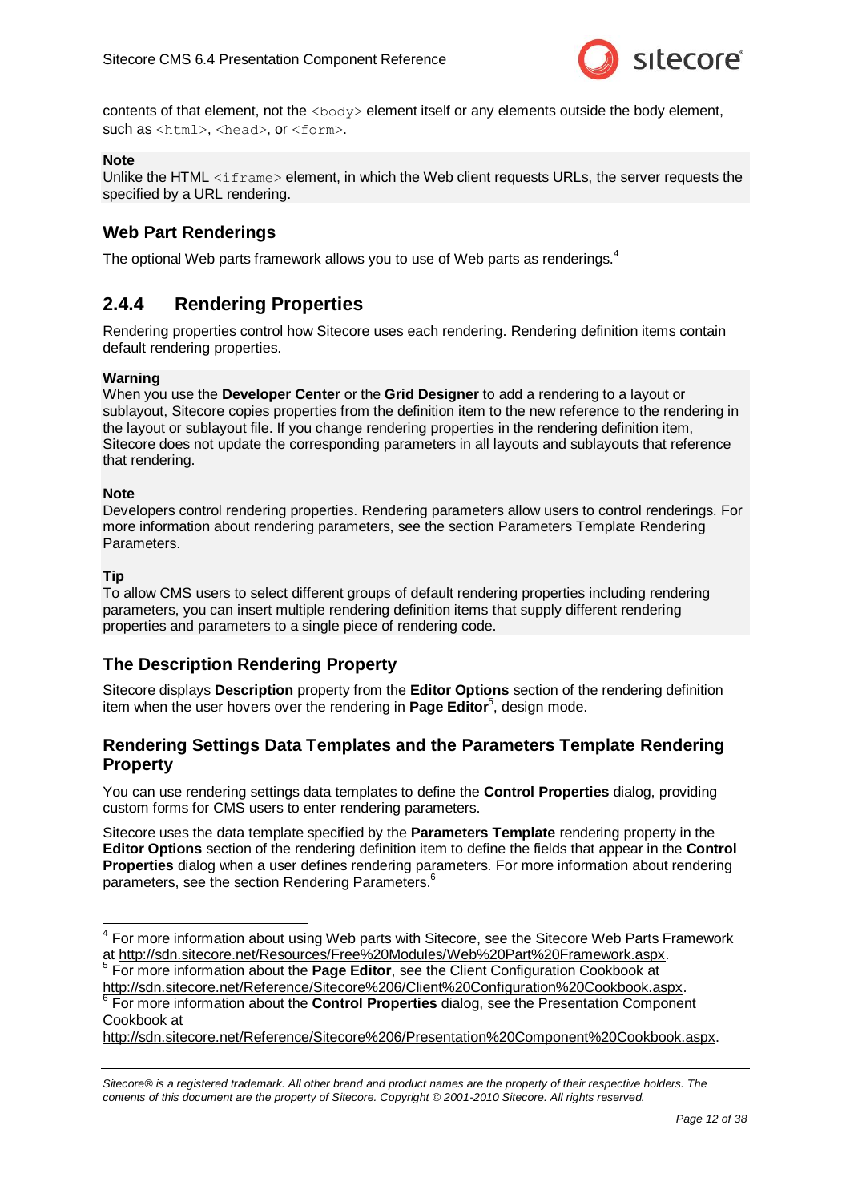contents of that element, not the `<body>` element itself or any elements outside the body element, such as `<html>`, `<head>`, or `<form>`.

**Note**
Unlike the HTML `<iframe>` element, in which the Web client requests URLs, the server requests the specified by a URL rendering.

### Web Part Renderings

The optional Web parts framework allows you to use of Web parts as renderings.[4]

## 2.4.4 Rendering Properties

Rendering properties control how Sitecore uses each rendering. Rendering definition items contain default rendering properties.

**Warning**
When you use the **Developer Center** or the **Grid Designer** to add a rendering to a layout or sublayout, Sitecore copies properties from the definition item to the new reference to the rendering in the layout or sublayout file. If you change rendering properties in the rendering definition item, Sitecore does not update the corresponding parameters in all layouts and sublayouts that reference that rendering.

**Note**
Developers control rendering properties. Rendering parameters allow users to control renderings. For more information about rendering parameters, see the section Parameters Template Rendering Parameters.

**Tip**
To allow CMS users to select different groups of default rendering properties including rendering parameters, you can insert multiple rendering definition items that supply different rendering properties and parameters to a single piece of rendering code.

### The Description Rendering Property

Sitecore displays **Description** property from the **Editor Options** section of the rendering definition item when the user hovers over the rendering in **Page Editor**[5], design mode.

### Rendering Settings Data Templates and the Parameters Template Rendering Property

You can use rendering settings data templates to define the **Control Properties** dialog, providing custom forms for CMS users to enter rendering parameters.

Sitecore uses the data template specified by the **Parameters Template** rendering property in the **Editor Options** section of the rendering definition item to define the fields that appear in the **Control Properties** dialog when a user defines rendering parameters. For more information about rendering parameters, see the section Rendering Parameters.[6]

---

[4] For more information about using Web parts with Sitecore, see the Sitecore Web Parts Framework at http://sdn.sitecore.net/Resources/Free%20Modules/Web%20Part%20Framework.aspx.

[5] For more information about the **Page Editor**, see the Client Configuration Cookbook at http://sdn.sitecore.net/Reference/Sitecore%206/Client%20Configuration%20Cookbook.aspx.

[6] For more information about the **Control Properties** dialog, see the Presentation Component Cookbook at http://sdn.sitecore.net/Reference/Sitecore%206/Presentation%20Component%20Cookbook.aspx.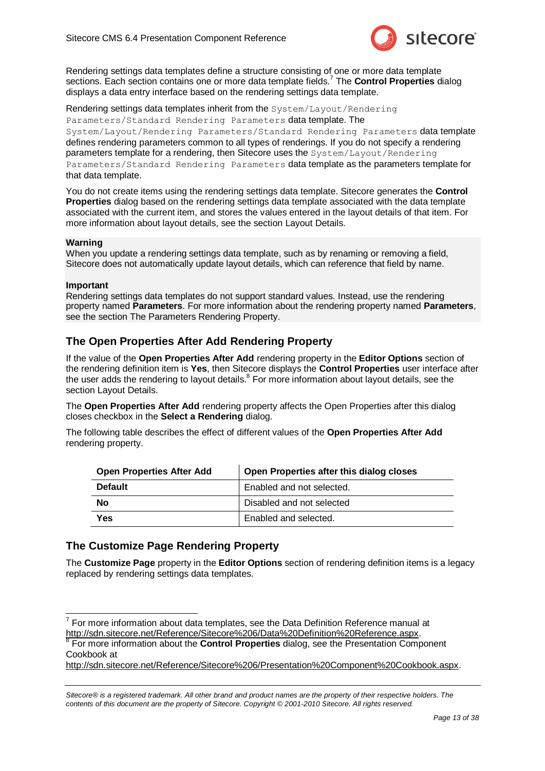Rendering settings data templates define a structure consisting of one or more data template sections. Each section contains one or more data template fields.[7] The **Control Properties** dialog displays a data entry interface based on the rendering settings data template.

Rendering settings data templates inherit from the `System/Layout/Rendering Parameters/Standard Rendering Parameters` data template. The `System/Layout/Rendering Parameters/Standard Rendering Parameters` data template defines rendering parameters common to all types of renderings. If you do not specify a rendering parameters template for a rendering, then Sitecore uses the `System/Layout/Rendering Parameters/Standard Rendering Parameters` data template as the parameters template for that data template.

You do not create items using the rendering settings data template. Sitecore generates the **Control Properties** dialog based on the rendering settings data template associated with the data template associated with the current item, and stores the values entered in the layout details of that item. For more information about layout details, see the section Layout Details.

**Warning**
When you update a rendering settings data template, such as by renaming or removing a field, Sitecore does not automatically update layout details, which can reference that field by name.

**Important**
Rendering settings data templates do not support standard values. Instead, use the rendering property named **Parameters**. For more information about the rendering property named **Parameters**, see the section The Parameters Rendering Property.

## The Open Properties After Add Rendering Property

If the value of the **Open Properties After Add** rendering property in the **Editor Options** section of the rendering definition item is **Yes**, then Sitecore displays the **Control Properties** user interface after the user adds the rendering to layout details.[8] For more information about layout details, see the section Layout Details.

The **Open Properties After Add** rendering property affects the Open Properties after this dialog closes checkbox in the **Select a Rendering** dialog.

The following table describes the effect of different values of the **Open Properties After Add** rendering property.

| Open Properties After Add | Open Properties after this dialog closes |
|---|---|
| **Default** | Enabled and not selected. |
| **No** | Disabled and not selected |
| **Yes** | Enabled and selected. |

## The Customize Page Rendering Property

The **Customize Page** property in the **Editor Options** section of rendering definition items is a legacy replaced by rendering settings data templates.

---

[7] For more information about data templates, see the Data Definition Reference manual at http://sdn.sitecore.net/Reference/Sitecore%206/Data%20Definition%20Reference.aspx.

[8] For more information about the **Control Properties** dialog, see the Presentation Component Cookbook at http://sdn.sitecore.net/Reference/Sitecore%206/Presentation%20Component%20Cookbook.aspx.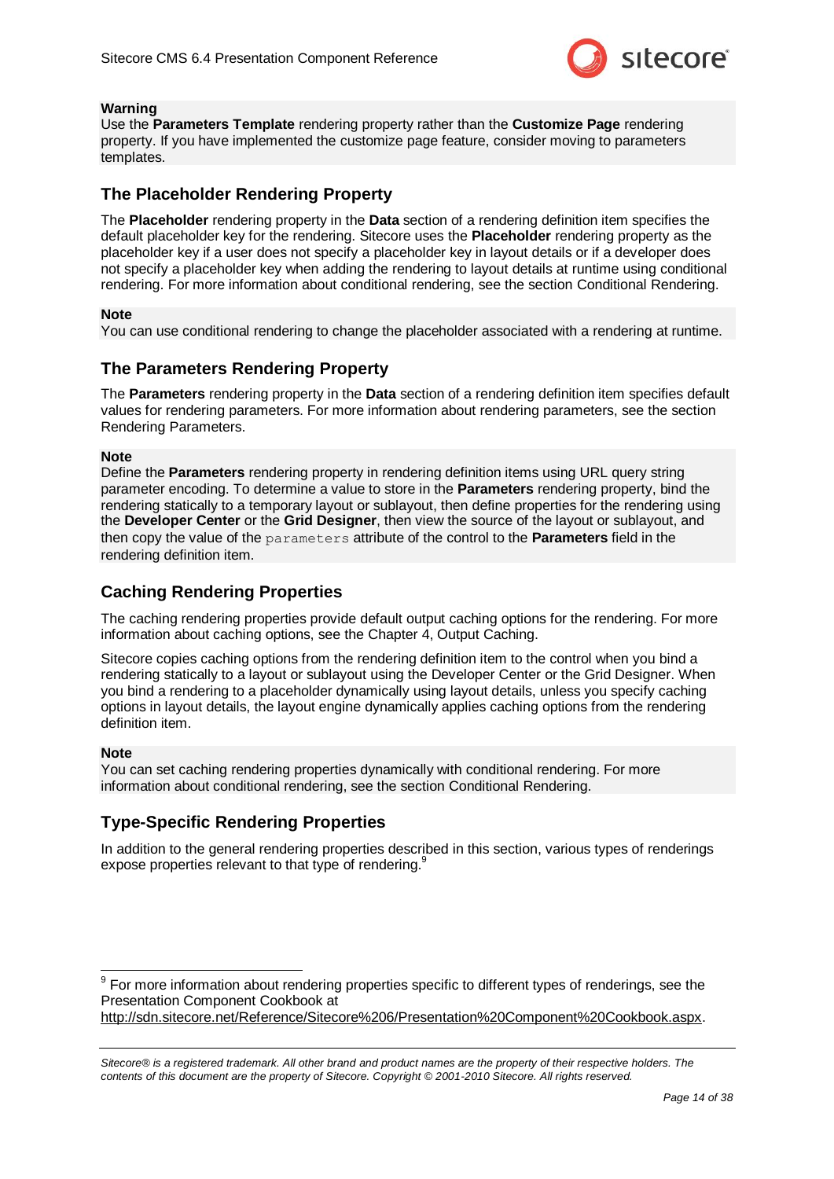**Warning**
Use the **Parameters Template** rendering property rather than the **Customize Page** rendering property. If you have implemented the customize page feature, consider moving to parameters templates.

## The Placeholder Rendering Property

The **Placeholder** rendering property in the **Data** section of a rendering definition item specifies the default placeholder key for the rendering. Sitecore uses the **Placeholder** rendering property as the placeholder key if a user does not specify a placeholder key in layout details or if a developer does not specify a placeholder key when adding the rendering to layout details at runtime using conditional rendering. For more information about conditional rendering, see the section Conditional Rendering.

**Note**
You can use conditional rendering to change the placeholder associated with a rendering at runtime.

## The Parameters Rendering Property

The **Parameters** rendering property in the **Data** section of a rendering definition item specifies default values for rendering parameters. For more information about rendering parameters, see the section Rendering Parameters.

**Note**
Define the **Parameters** rendering property in rendering definition items using URL query string parameter encoding. To determine a value to store in the **Parameters** rendering property, bind the rendering statically to a temporary layout or sublayout, then define properties for the rendering using the **Developer Center** or the **Grid Designer**, then view the source of the layout or sublayout, and then copy the value of the `parameters` attribute of the control to the **Parameters** field in the rendering definition item.

## Caching Rendering Properties

The caching rendering properties provide default output caching options for the rendering. For more information about caching options, see the Chapter 4, Output Caching.

Sitecore copies caching options from the rendering definition item to the control when you bind a rendering statically to a layout or sublayout using the Developer Center or the Grid Designer. When you bind a rendering to a placeholder dynamically using layout details, unless you specify caching options in layout details, the layout engine dynamically applies caching options from the rendering definition item.

**Note**
You can set caching rendering properties dynamically with conditional rendering. For more information about conditional rendering, see the section Conditional Rendering.

## Type-Specific Rendering Properties

In addition to the general rendering properties described in this section, various types of renderings expose properties relevant to that type of rendering.[9]

---

[9] For more information about rendering properties specific to different types of renderings, see the Presentation Component Cookbook at http://sdn.sitecore.net/Reference/Sitecore%206/Presentation%20Component%20Cookbook.aspx.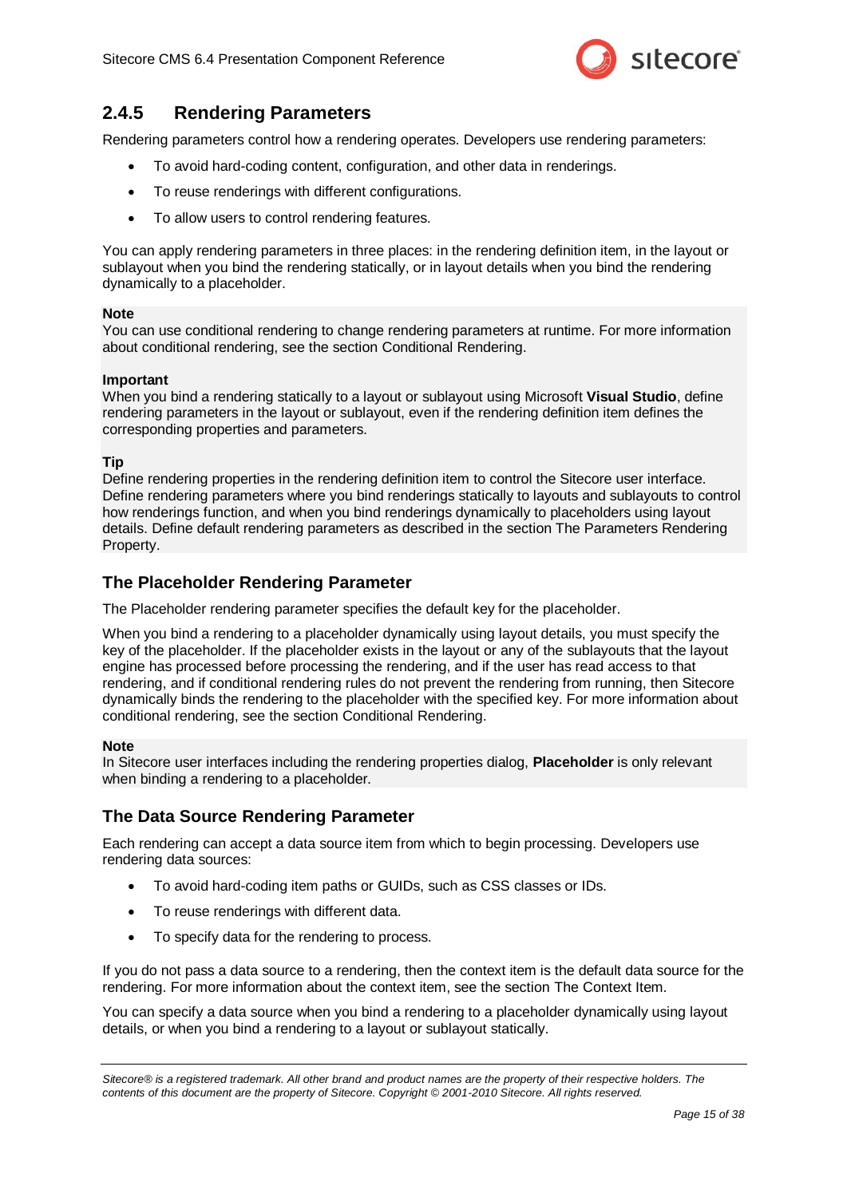### 2.4.5 Rendering Parameters

Rendering parameters control how a rendering operates. Developers use rendering parameters:

- To avoid hard-coding content, configuration, and other data in renderings.
- To reuse renderings with different configurations.
- To allow users to control rendering features.

You can apply rendering parameters in three places: in the rendering definition item, in the layout or sublayout when you bind the rendering statically, or in layout details when you bind the rendering dynamically to a placeholder.

**Note**
You can use conditional rendering to change rendering parameters at runtime. For more information about conditional rendering, see the section Conditional Rendering.

**Important**
When you bind a rendering statically to a layout or sublayout using Microsoft **Visual Studio**, define rendering parameters in the layout or sublayout, even if the rendering definition item defines the corresponding properties and parameters.

**Tip**
Define rendering properties in the rendering definition item to control the Sitecore user interface. Define rendering parameters where you bind renderings statically to layouts and sublayouts to control how renderings function, and when you bind renderings dynamically to placeholders using layout details. Define default rendering parameters as described in the section The Parameters Rendering Property.

#### The Placeholder Rendering Parameter

The Placeholder rendering parameter specifies the default key for the placeholder.

When you bind a rendering to a placeholder dynamically using layout details, you must specify the key of the placeholder. If the placeholder exists in the layout or any of the sublayouts that the layout engine has processed before processing the rendering, and if the user has read access to that rendering, and if conditional rendering rules do not prevent the rendering from running, then Sitecore dynamically binds the rendering to the placeholder with the specified key. For more information about conditional rendering, see the section Conditional Rendering.

**Note**
In Sitecore user interfaces including the rendering properties dialog, **Placeholder** is only relevant when binding a rendering to a placeholder.

#### The Data Source Rendering Parameter

Each rendering can accept a data source item from which to begin processing. Developers use rendering data sources:

- To avoid hard-coding item paths or GUIDs, such as CSS classes or IDs.
- To reuse renderings with different data.
- To specify data for the rendering to process.

If you do not pass a data source to a rendering, then the context item is the default data source for the rendering. For more information about the context item, see the section The Context Item.

You can specify a data source when you bind a rendering to a placeholder dynamically using layout details, or when you bind a rendering to a layout or sublayout statically.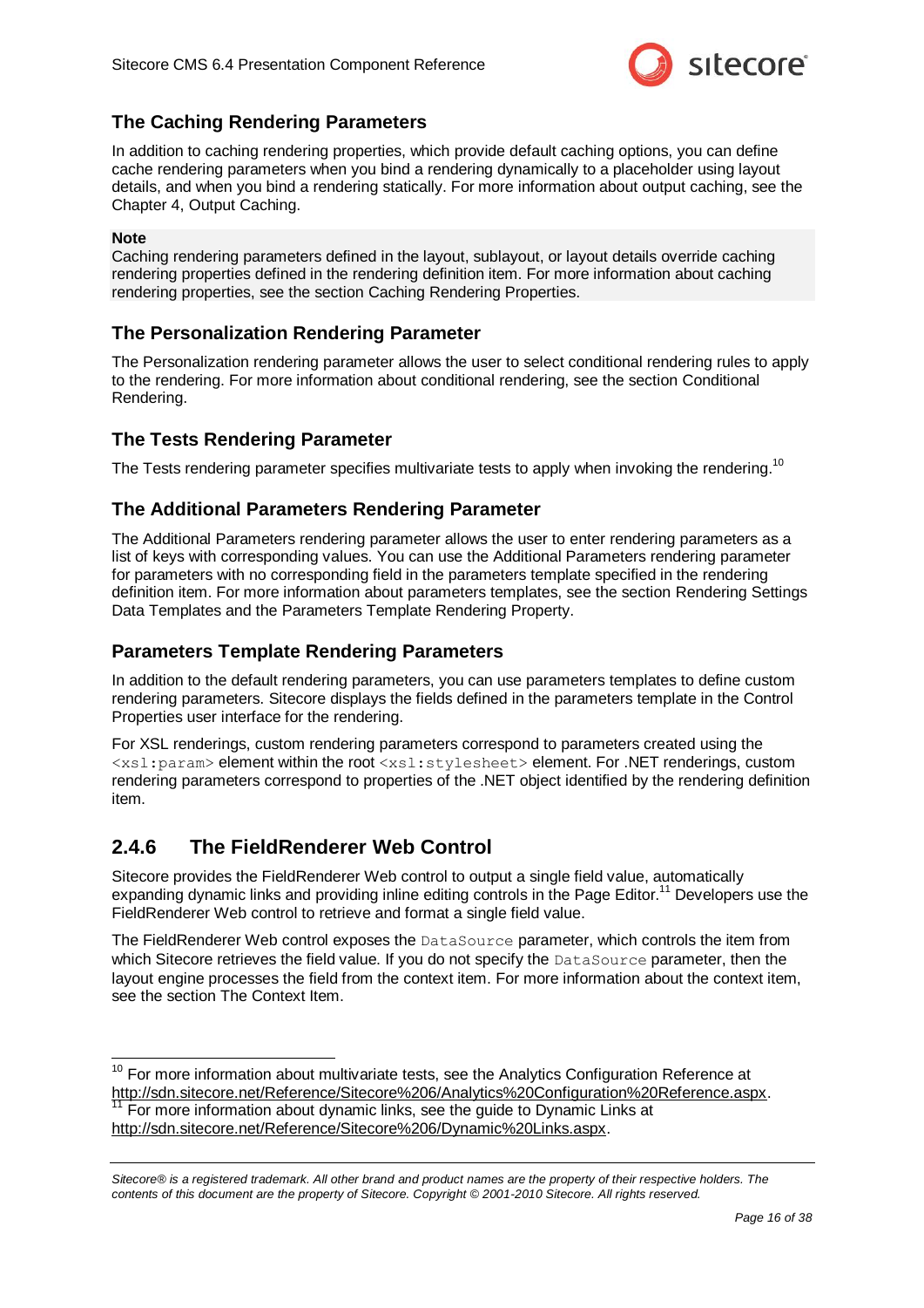### The Caching Rendering Parameters

In addition to caching rendering properties, which provide default caching options, you can define cache rendering parameters when you bind a rendering dynamically to a placeholder using layout details, and when you bind a rendering statically. For more information about output caching, see the Chapter 4, Output Caching.

**Note**
Caching rendering parameters defined in the layout, sublayout, or layout details override caching rendering properties defined in the rendering definition item. For more information about caching rendering properties, see the section Caching Rendering Properties.

### The Personalization Rendering Parameter

The Personalization rendering parameter allows the user to select conditional rendering rules to apply to the rendering. For more information about conditional rendering, see the section Conditional Rendering.

### The Tests Rendering Parameter

The Tests rendering parameter specifies multivariate tests to apply when invoking the rendering.[10]

### The Additional Parameters Rendering Parameter

The Additional Parameters rendering parameter allows the user to enter rendering parameters as a list of keys with corresponding values. You can use the Additional Parameters rendering parameter for parameters with no corresponding field in the parameters template specified in the rendering definition item. For more information about parameters templates, see the section Rendering Settings Data Templates and the Parameters Template Rendering Property.

### Parameters Template Rendering Parameters

In addition to the default rendering parameters, you can use parameters templates to define custom rendering parameters. Sitecore displays the fields defined in the parameters template in the Control Properties user interface for the rendering.

For XSL renderings, custom rendering parameters correspond to parameters created using the `<xsl:param>` element within the root `<xsl:stylesheet>` element. For .NET renderings, custom rendering parameters correspond to properties of the .NET object identified by the rendering definition item.

## 2.4.6 The FieldRenderer Web Control

Sitecore provides the FieldRenderer Web control to output a single field value, automatically expanding dynamic links and providing inline editing controls in the Page Editor.[11] Developers use the FieldRenderer Web control to retrieve and format a single field value.

The FieldRenderer Web control exposes the `DataSource` parameter, which controls the item from which Sitecore retrieves the field value. If you do not specify the `DataSource` parameter, then the layout engine processes the field from the context item. For more information about the context item, see the section The Context Item.

---

[10] For more information about multivariate tests, see the Analytics Configuration Reference at http://sdn.sitecore.net/Reference/Sitecore%206/Analytics%20Configuration%20Reference.aspx.
[11] For more information about dynamic links, see the guide to Dynamic Links at http://sdn.sitecore.net/Reference/Sitecore%206/Dynamic%20Links.aspx.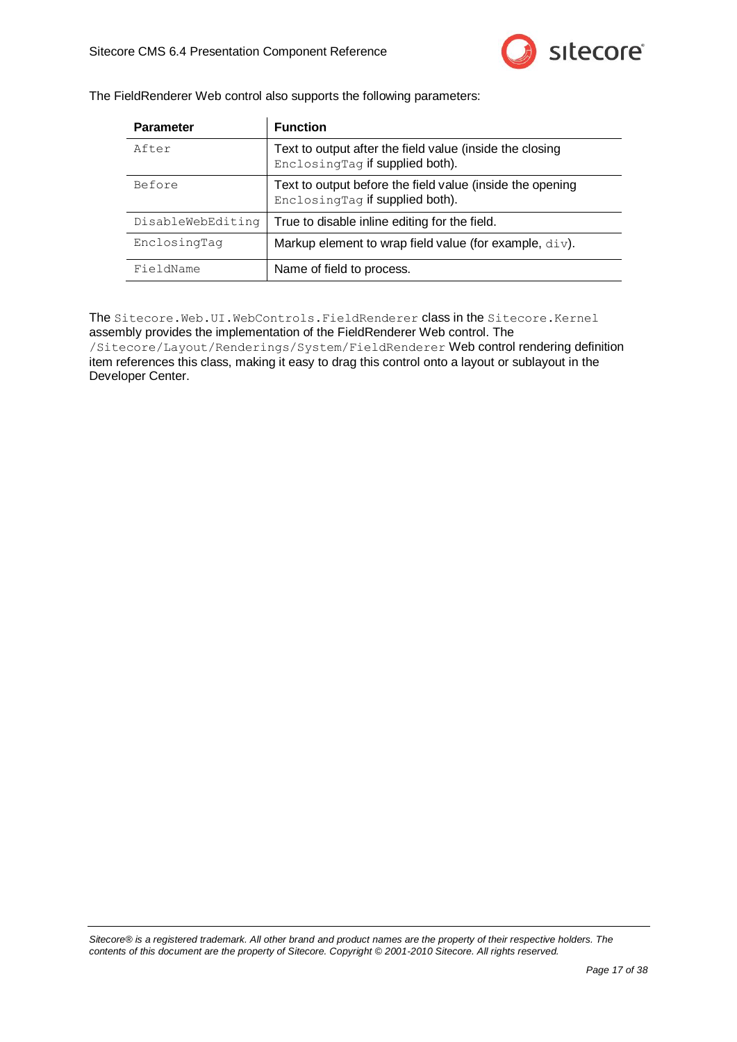The FieldRenderer Web control also supports the following parameters:

| Parameter | Function |
| --- | --- |
| `After` | Text to output after the field value (inside the closing `EnclosingTag` if supplied both). |
| `Before` | Text to output before the field value (inside the opening `EnclosingTag` if supplied both). |
| `DisableWebEditing` | True to disable inline editing for the field. |
| `EnclosingTag` | Markup element to wrap field value (for example, `div`). |
| `FieldName` | Name of field to process. |

The `Sitecore.Web.UI.WebControls.FieldRenderer` class in the `Sitecore.Kernel` assembly provides the implementation of the FieldRenderer Web control. The `/Sitecore/Layout/Renderings/System/FieldRenderer` Web control rendering definition item references this class, making it easy to drag this control onto a layout or sublayout in the Developer Center.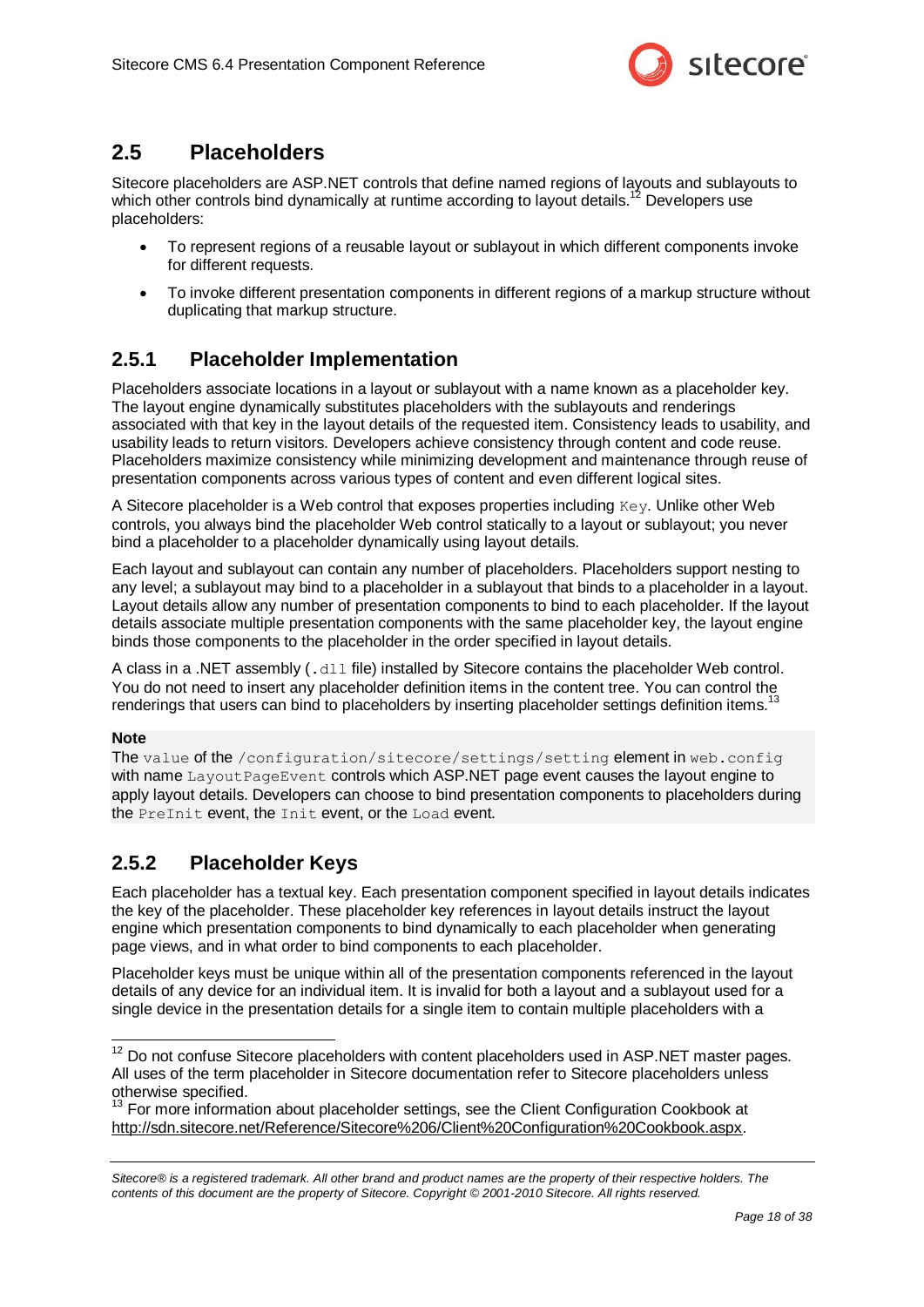## 2.5 Placeholders

Sitecore placeholders are ASP.NET controls that define named regions of layouts and sublayouts to which other controls bind dynamically at runtime according to layout details.[12] Developers use placeholders:

- To represent regions of a reusable layout or sublayout in which different components invoke for different requests.
- To invoke different presentation components in different regions of a markup structure without duplicating that markup structure.

### 2.5.1 Placeholder Implementation

Placeholders associate locations in a layout or sublayout with a name known as a placeholder key. The layout engine dynamically substitutes placeholders with the sublayouts and renderings associated with that key in the layout details of the requested item. Consistency leads to usability, and usability leads to return visitors. Developers achieve consistency through content and code reuse. Placeholders maximize consistency while minimizing development and maintenance through reuse of presentation components across various types of content and even different logical sites.

A Sitecore placeholder is a Web control that exposes properties including `Key`. Unlike other Web controls, you always bind the placeholder Web control statically to a layout or sublayout; you never bind a placeholder to a placeholder dynamically using layout details.

Each layout and sublayout can contain any number of placeholders. Placeholders support nesting to any level; a sublayout may bind to a placeholder in a sublayout that binds to a placeholder in a layout. Layout details allow any number of presentation components to bind to each placeholder. If the layout details associate multiple presentation components with the same placeholder key, the layout engine binds those components to the placeholder in the order specified in layout details.

A class in a .NET assembly (`.dll` file) installed by Sitecore contains the placeholder Web control. You do not need to insert any placeholder definition items in the content tree. You can control the renderings that users can bind to placeholders by inserting placeholder settings definition items.[13]

**Note**
The `value` of the `/configuration/sitecore/settings/setting` element in `web.config` with name `LayoutPageEvent` controls which ASP.NET page event causes the layout engine to apply layout details. Developers can choose to bind presentation components to placeholders during the `PreInit` event, the `Init` event, or the `Load` event.

### 2.5.2 Placeholder Keys

Each placeholder has a textual key. Each presentation component specified in layout details indicates the key of the placeholder. These placeholder key references in layout details instruct the layout engine which presentation components to bind dynamically to each placeholder when generating page views, and in what order to bind components to each placeholder.

Placeholder keys must be unique within all of the presentation components referenced in the layout details of any device for an individual item. It is invalid for both a layout and a sublayout used for a single device in the presentation details for a single item to contain multiple placeholders with a

---

[12] Do not confuse Sitecore placeholders with content placeholders used in ASP.NET master pages. All uses of the term placeholder in Sitecore documentation refer to Sitecore placeholders unless otherwise specified.

[13] For more information about placeholder settings, see the Client Configuration Cookbook at http://sdn.sitecore.net/Reference/Sitecore%206/Client%20Configuration%20Cookbook.aspx.

*Sitecore® is a registered trademark. All other brand and product names are the property of their respective holders. The contents of this document are the property of Sitecore. Copyright © 2001-2010 Sitecore. All rights reserved.*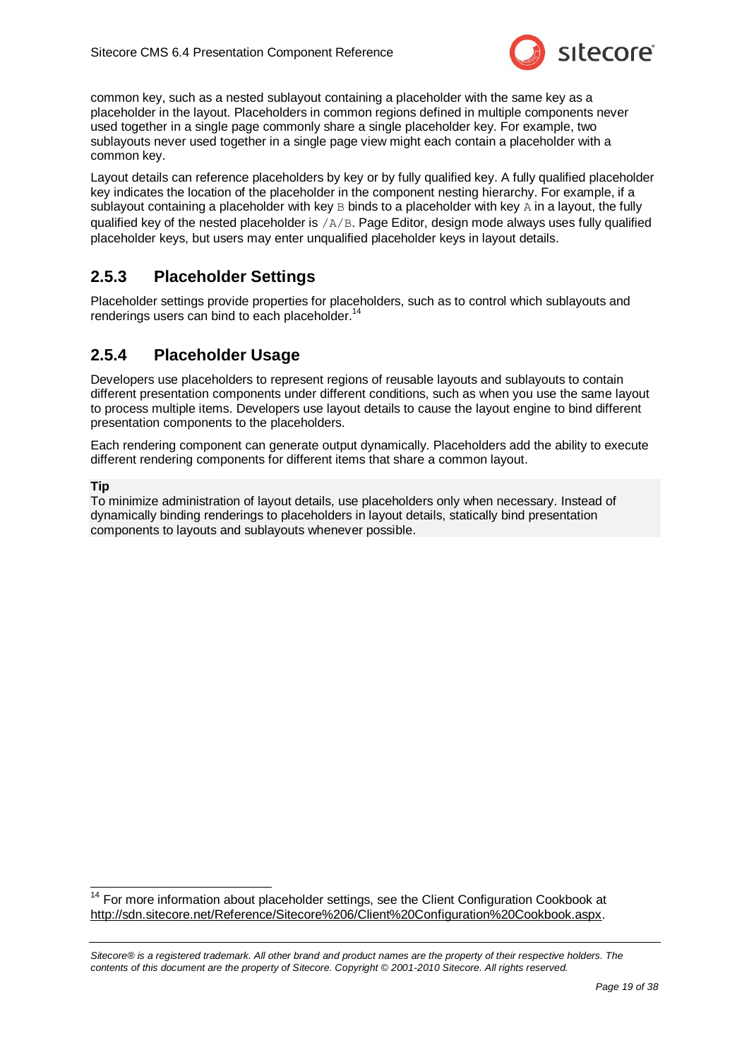common key, such as a nested sublayout containing a placeholder with the same key as a placeholder in the layout. Placeholders in common regions defined in multiple components never used together in a single page commonly share a single placeholder key. For example, two sublayouts never used together in a single page view might each contain a placeholder with a common key.

Layout details can reference placeholders by key or by fully qualified key. A fully qualified placeholder key indicates the location of the placeholder in the component nesting hierarchy. For example, if a sublayout containing a placeholder with key `B` binds to a placeholder with key `A` in a layout, the fully qualified key of the nested placeholder is `/A/B`. Page Editor, design mode always uses fully qualified placeholder keys, but users may enter unqualified placeholder keys in layout details.

## 2.5.3 Placeholder Settings

Placeholder settings provide properties for placeholders, such as to control which sublayouts and renderings users can bind to each placeholder.[14]

## 2.5.4 Placeholder Usage

Developers use placeholders to represent regions of reusable layouts and sublayouts to contain different presentation components under different conditions, such as when you use the same layout to process multiple items. Developers use layout details to cause the layout engine to bind different presentation components to the placeholders.

Each rendering component can generate output dynamically. Placeholders add the ability to execute different rendering components for different items that share a common layout.

**Tip**
To minimize administration of layout details, use placeholders only when necessary. Instead of dynamically binding renderings to placeholders in layout details, statically bind presentation components to layouts and sublayouts whenever possible.

---

[14] For more information about placeholder settings, see the Client Configuration Cookbook at http://sdn.sitecore.net/Reference/Sitecore%206/Client%20Configuration%20Cookbook.aspx.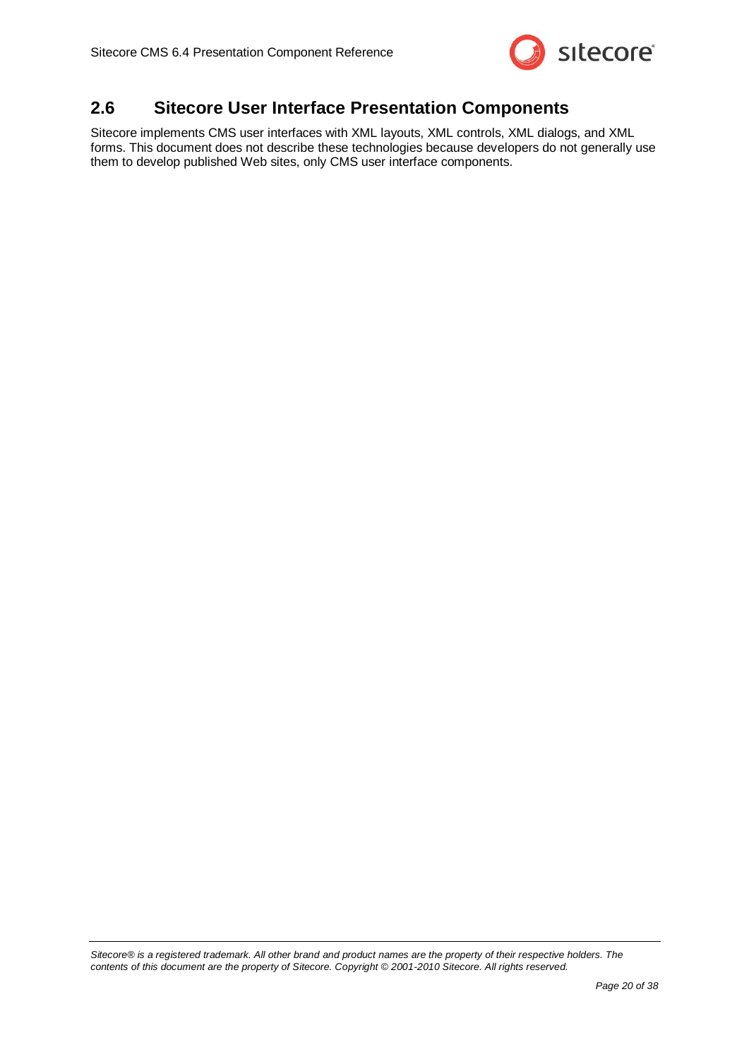## 2.6 Sitecore User Interface Presentation Components

Sitecore implements CMS user interfaces with XML layouts, XML controls, XML dialogs, and XML forms. This document does not describe these technologies because developers do not generally use them to develop published Web sites, only CMS user interface components.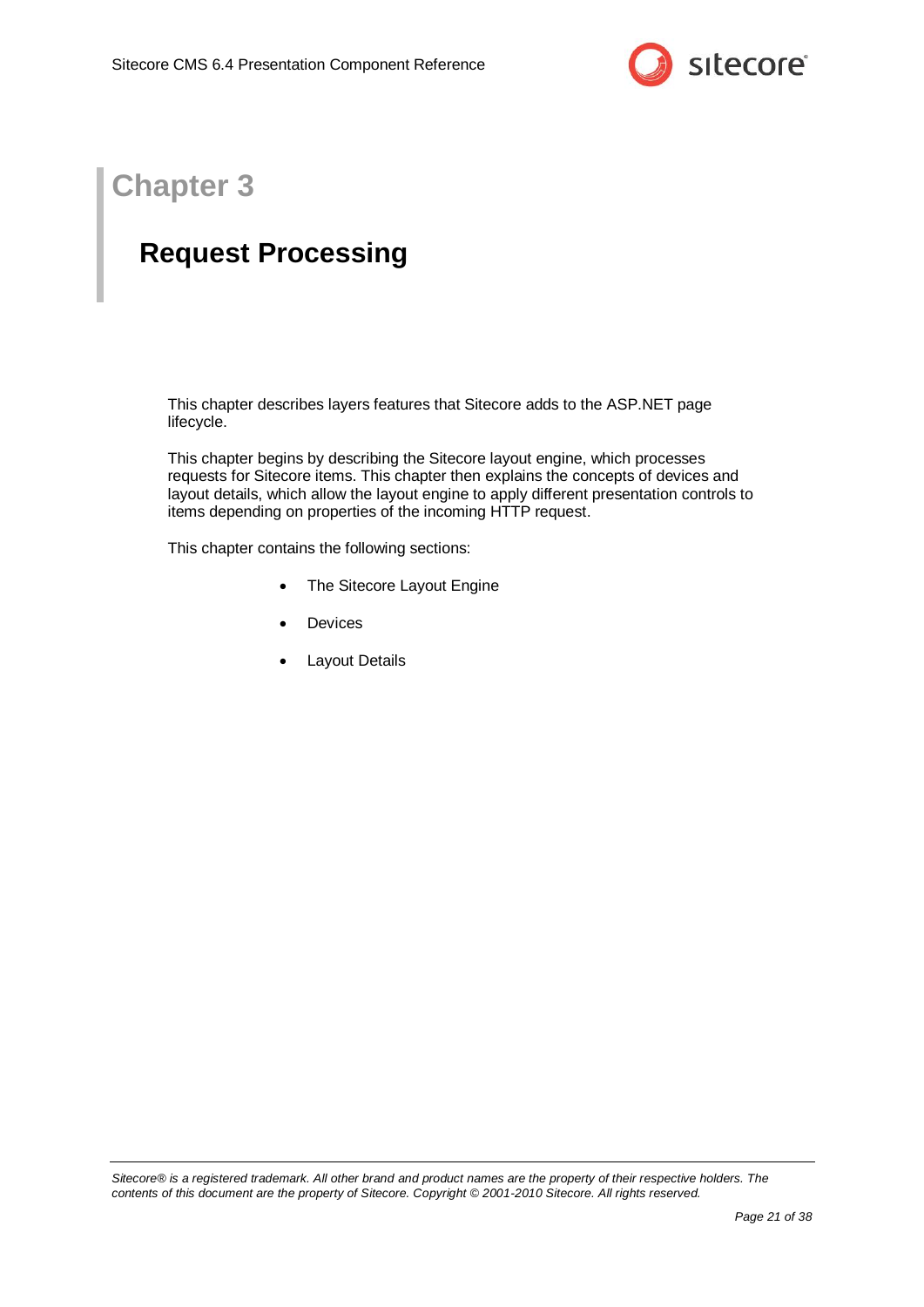# Chapter 3

## Request Processing

This chapter describes layers features that Sitecore adds to the ASP.NET page lifecycle.

This chapter begins by describing the Sitecore layout engine, which processes requests for Sitecore items. This chapter then explains the concepts of devices and layout details, which allow the layout engine to apply different presentation controls to items depending on properties of the incoming HTTP request.

This chapter contains the following sections:

- The Sitecore Layout Engine
- Devices
- Layout Details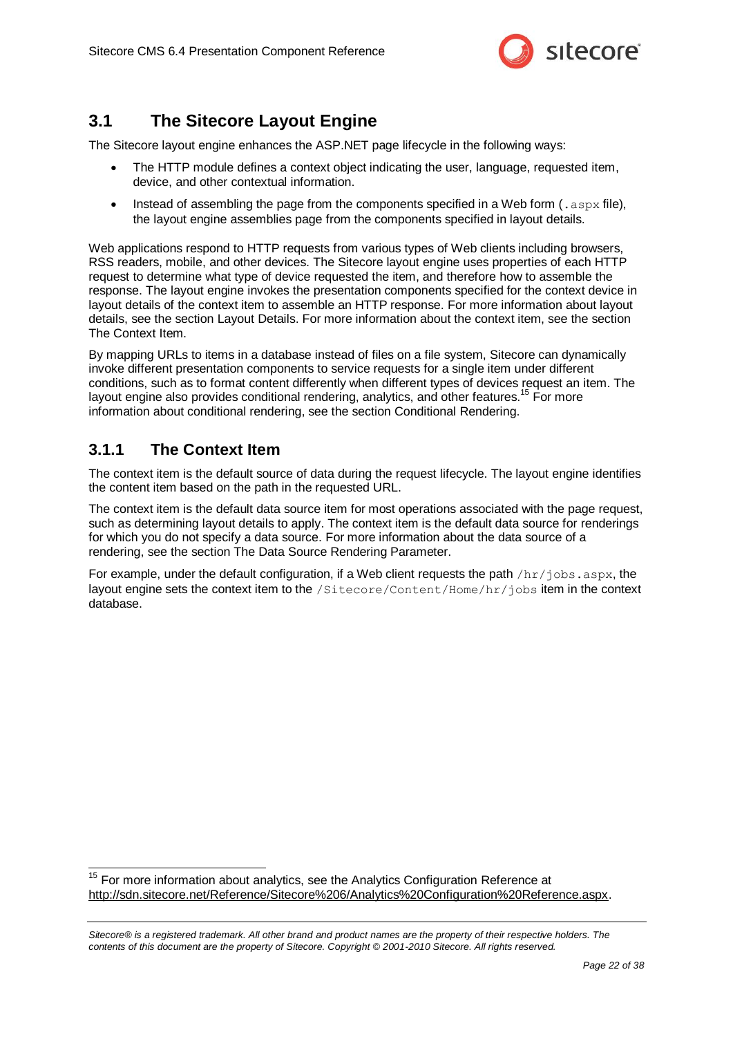## 3.1 The Sitecore Layout Engine

The Sitecore layout engine enhances the ASP.NET page lifecycle in the following ways:

- The HTTP module defines a context object indicating the user, language, requested item, device, and other contextual information.
- Instead of assembling the page from the components specified in a Web form (`.aspx` file), the layout engine assemblies page from the components specified in layout details.

Web applications respond to HTTP requests from various types of Web clients including browsers, RSS readers, mobile, and other devices. The Sitecore layout engine uses properties of each HTTP request to determine what type of device requested the item, and therefore how to assemble the response. The layout engine invokes the presentation components specified for the context device in layout details of the context item to assemble an HTTP response. For more information about layout details, see the section Layout Details. For more information about the context item, see the section The Context Item.

By mapping URLs to items in a database instead of files on a file system, Sitecore can dynamically invoke different presentation components to service requests for a single item under different conditions, such as to format content differently when different types of devices request an item. The layout engine also provides conditional rendering, analytics, and other features.[15] For more information about conditional rendering, see the section Conditional Rendering.

### 3.1.1 The Context Item

The context item is the default source of data during the request lifecycle. The layout engine identifies the content item based on the path in the requested URL.

The context item is the default data source item for most operations associated with the page request, such as determining layout details to apply. The context item is the default data source for renderings for which you do not specify a data source. For more information about the data source of a rendering, see the section The Data Source Rendering Parameter.

For example, under the default configuration, if a Web client requests the path `/hr/jobs.aspx`, the layout engine sets the context item to the `/Sitecore/Content/Home/hr/jobs` item in the context database.

---

[15] For more information about analytics, see the Analytics Configuration Reference at http://sdn.sitecore.net/Reference/Sitecore%206/Analytics%20Configuration%20Reference.aspx.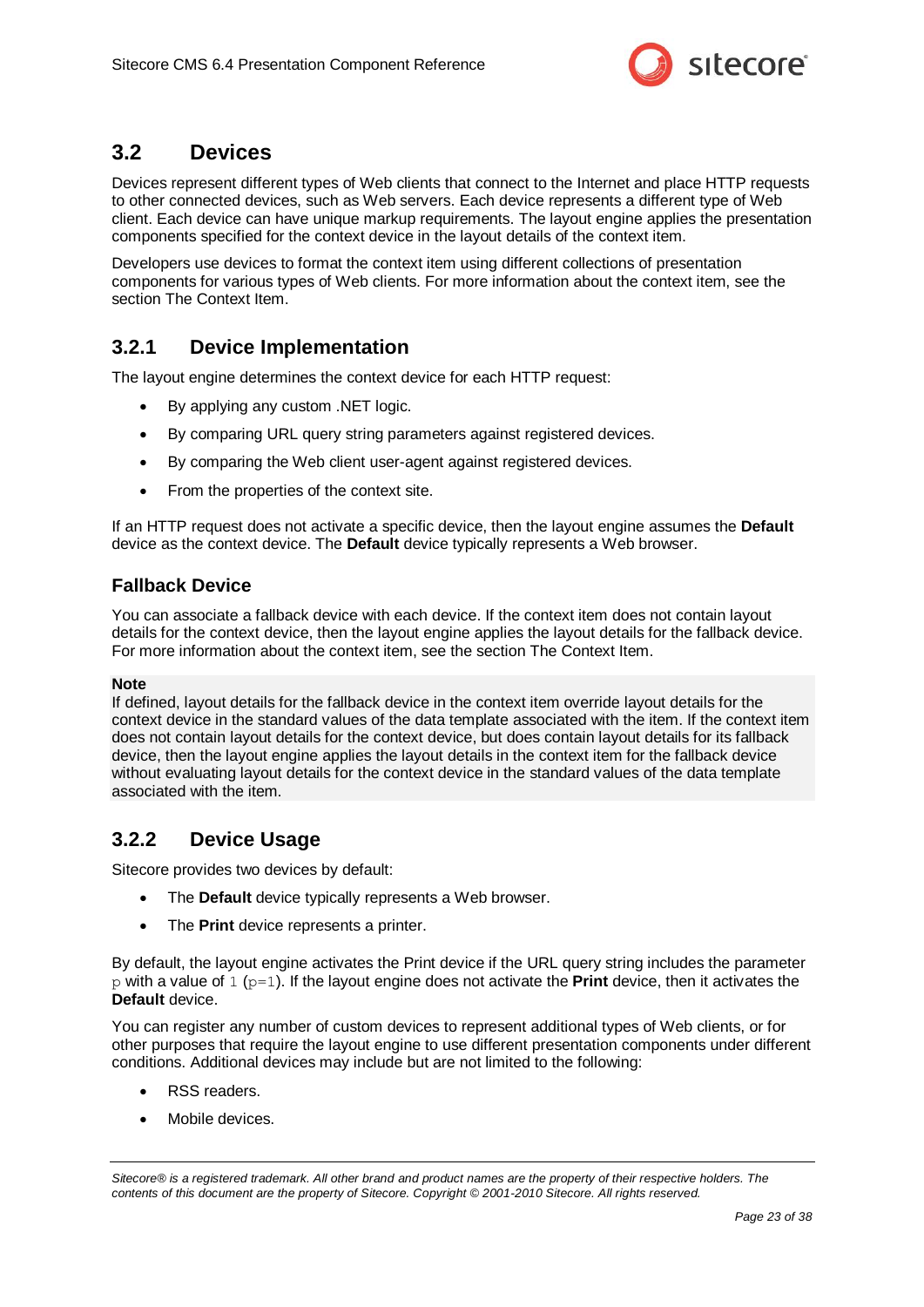## 3.2 Devices

Devices represent different types of Web clients that connect to the Internet and place HTTP requests to other connected devices, such as Web servers. Each device represents a different type of Web client. Each device can have unique markup requirements. The layout engine applies the presentation components specified for the context device in the layout details of the context item.

Developers use devices to format the context item using different collections of presentation components for various types of Web clients. For more information about the context item, see the section The Context Item.

### 3.2.1 Device Implementation

The layout engine determines the context device for each HTTP request:

- By applying any custom .NET logic.
- By comparing URL query string parameters against registered devices.
- By comparing the Web client user-agent against registered devices.
- From the properties of the context site.

If an HTTP request does not activate a specific device, then the layout engine assumes the **Default** device as the context device. The **Default** device typically represents a Web browser.

#### Fallback Device

You can associate a fallback device with each device. If the context item does not contain layout details for the context device, then the layout engine applies the layout details for the fallback device. For more information about the context item, see the section The Context Item.

**Note**
If defined, layout details for the fallback device in the context item override layout details for the context device in the standard values of the data template associated with the item. If the context item does not contain layout details for the context device, but does contain layout details for its fallback device, then the layout engine applies the layout details in the context item for the fallback device without evaluating layout details for the context device in the standard values of the data template associated with the item.

### 3.2.2 Device Usage

Sitecore provides two devices by default:

- The **Default** device typically represents a Web browser.
- The **Print** device represents a printer.

By default, the layout engine activates the Print device if the URL query string includes the parameter `p` with a value of `1` (`p=1`). If the layout engine does not activate the **Print** device, then it activates the **Default** device.

You can register any number of custom devices to represent additional types of Web clients, or for other purposes that require the layout engine to use different presentation components under different conditions. Additional devices may include but are not limited to the following:

- RSS readers.
- Mobile devices.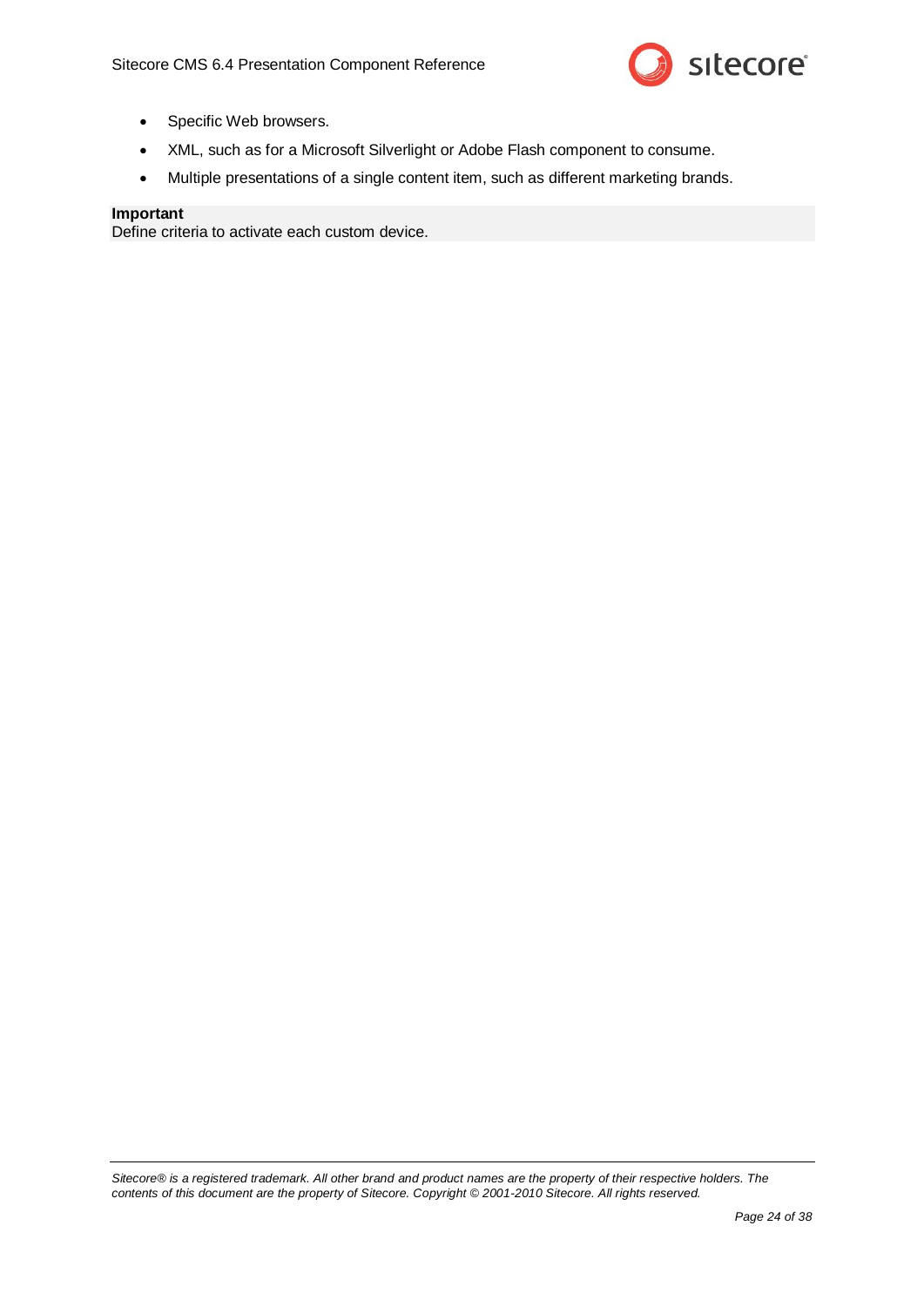- Specific Web browsers.
- XML, such as for a Microsoft Silverlight or Adobe Flash component to consume.
- Multiple presentations of a single content item, such as different marketing brands.

**Important**
Define criteria to activate each custom device.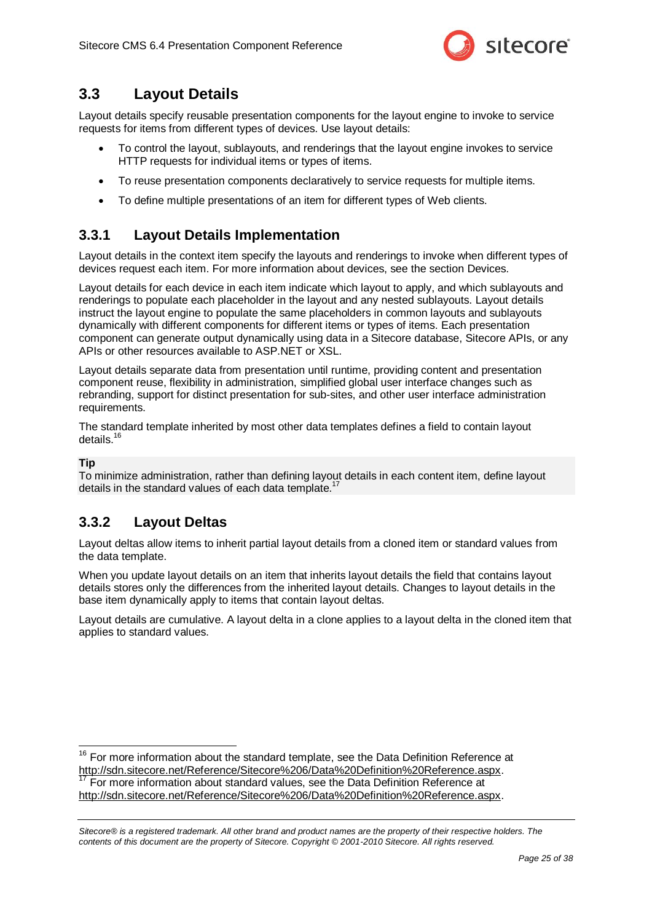## 3.3 Layout Details

Layout details specify reusable presentation components for the layout engine to invoke to service requests for items from different types of devices. Use layout details:

- To control the layout, sublayouts, and renderings that the layout engine invokes to service HTTP requests for individual items or types of items.
- To reuse presentation components declaratively to service requests for multiple items.
- To define multiple presentations of an item for different types of Web clients.

### 3.3.1 Layout Details Implementation

Layout details in the context item specify the layouts and renderings to invoke when different types of devices request each item. For more information about devices, see the section Devices.

Layout details for each device in each item indicate which layout to apply, and which sublayouts and renderings to populate each placeholder in the layout and any nested sublayouts. Layout details instruct the layout engine to populate the same placeholders in common layouts and sublayouts dynamically with different components for different items or types of items. Each presentation component can generate output dynamically using data in a Sitecore database, Sitecore APIs, or any APIs or other resources available to ASP.NET or XSL.

Layout details separate data from presentation until runtime, providing content and presentation component reuse, flexibility in administration, simplified global user interface changes such as rebranding, support for distinct presentation for sub-sites, and other user interface administration requirements.

The standard template inherited by most other data templates defines a field to contain layout details.[16]

**Tip**
To minimize administration, rather than defining layout details in each content item, define layout details in the standard values of each data template.[17]

### 3.3.2 Layout Deltas

Layout deltas allow items to inherit partial layout details from a cloned item or standard values from the data template.

When you update layout details on an item that inherits layout details the field that contains layout details stores only the differences from the inherited layout details. Changes to layout details in the base item dynamically apply to items that contain layout deltas.

Layout details are cumulative. A layout delta in a clone applies to a layout delta in the cloned item that applies to standard values.

---

[16] For more information about the standard template, see the Data Definition Reference at http://sdn.sitecore.net/Reference/Sitecore%206/Data%20Definition%20Reference.aspx.

[17] For more information about standard values, see the Data Definition Reference at http://sdn.sitecore.net/Reference/Sitecore%206/Data%20Definition%20Reference.aspx.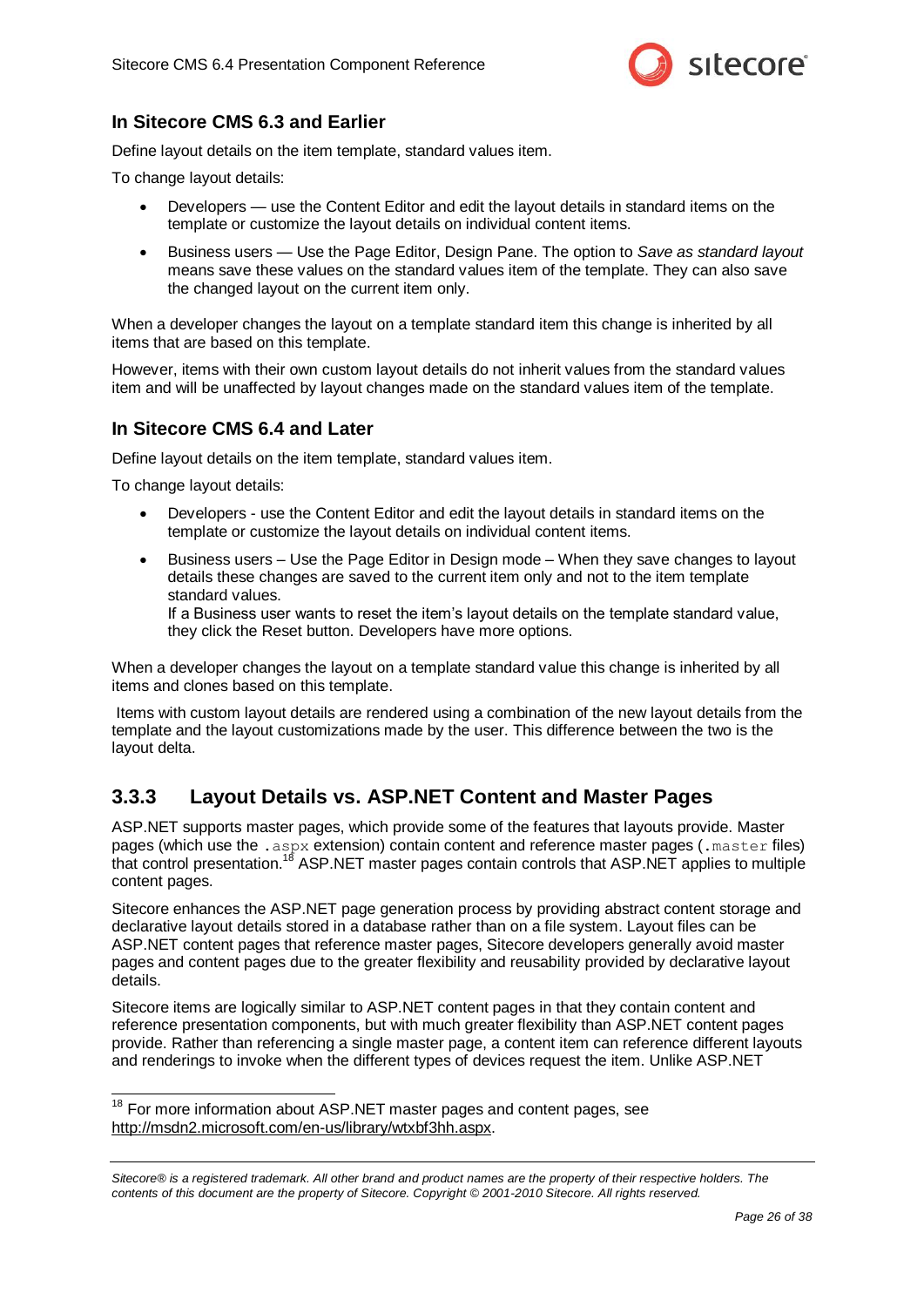### In Sitecore CMS 6.3 and Earlier

Define layout details on the item template, standard values item.

To change layout details:

- Developers — use the Content Editor and edit the layout details in standard items on the template or customize the layout details on individual content items.
- Business users — Use the Page Editor, Design Pane. The option to *Save as standard layout* means save these values on the standard values item of the template. They can also save the changed layout on the current item only.

When a developer changes the layout on a template standard item this change is inherited by all items that are based on this template.

However, items with their own custom layout details do not inherit values from the standard values item and will be unaffected by layout changes made on the standard values item of the template.

### In Sitecore CMS 6.4 and Later

Define layout details on the item template, standard values item.

To change layout details:

- Developers - use the Content Editor and edit the layout details in standard items on the template or customize the layout details on individual content items.
- Business users – Use the Page Editor in Design mode – When they save changes to layout details these changes are saved to the current item only and not to the item template standard values.
  If a Business user wants to reset the item's layout details on the template standard value, they click the Reset button. Developers have more options.

When a developer changes the layout on a template standard value this change is inherited by all items and clones based on this template.

Items with custom layout details are rendered using a combination of the new layout details from the template and the layout customizations made by the user. This difference between the two is the layout delta.

## 3.3.3 Layout Details vs. ASP.NET Content and Master Pages

ASP.NET supports master pages, which provide some of the features that layouts provide. Master pages (which use the `.aspx` extension) contain content and reference master pages (`.master` files) that control presentation.[18] ASP.NET master pages contain controls that ASP.NET applies to multiple content pages.

Sitecore enhances the ASP.NET page generation process by providing abstract content storage and declarative layout details stored in a database rather than on a file system. Layout files can be ASP.NET content pages that reference master pages, Sitecore developers generally avoid master pages and content pages due to the greater flexibility and reusability provided by declarative layout details.

Sitecore items are logically similar to ASP.NET content pages in that they contain content and reference presentation components, but with much greater flexibility than ASP.NET content pages provide. Rather than referencing a single master page, a content item can reference different layouts and renderings to invoke when the different types of devices request the item. Unlike ASP.NET

---

[18] For more information about ASP.NET master pages and content pages, see http://msdn2.microsoft.com/en-us/library/wtxbf3hh.aspx.

*Sitecore® is a registered trademark. All other brand and product names are the property of their respective holders. The contents of this document are the property of Sitecore. Copyright © 2001-2010 Sitecore. All rights reserved.*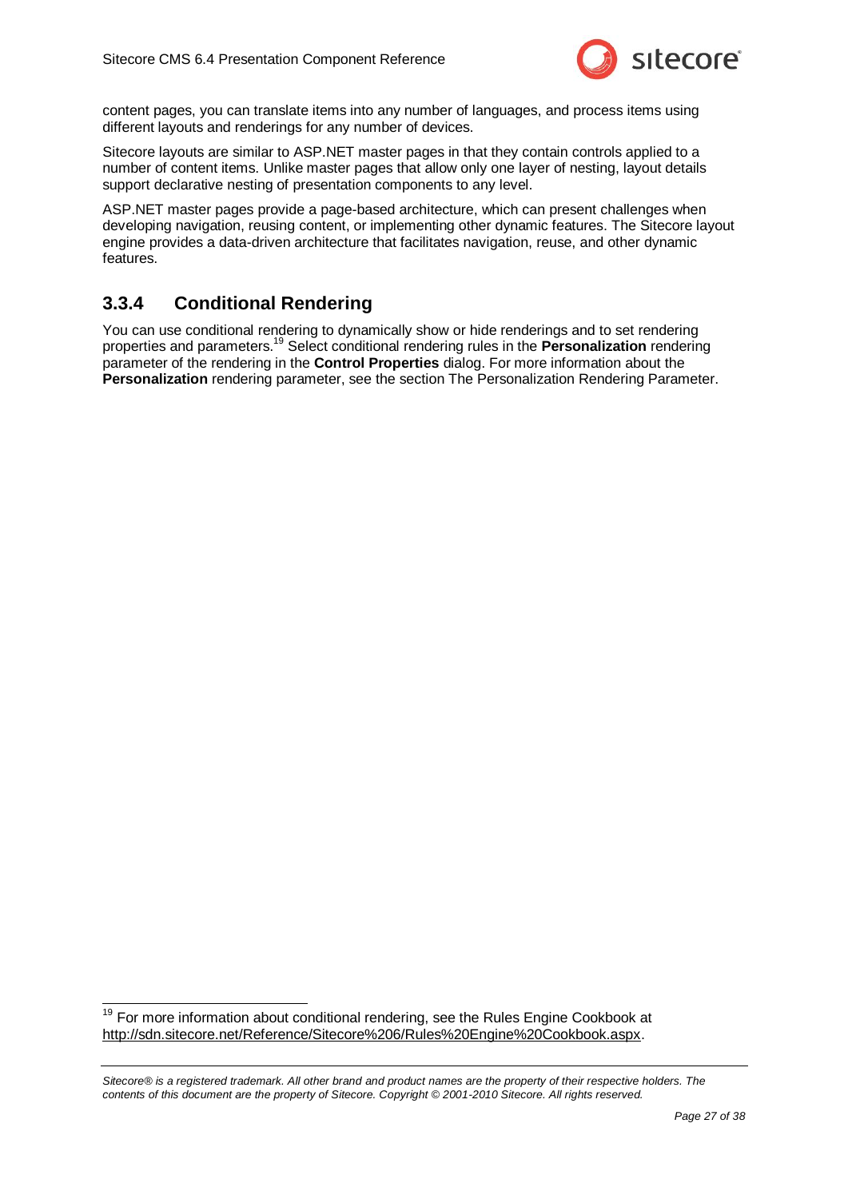content pages, you can translate items into any number of languages, and process items using different layouts and renderings for any number of devices.

Sitecore layouts are similar to ASP.NET master pages in that they contain controls applied to a number of content items. Unlike master pages that allow only one layer of nesting, layout details support declarative nesting of presentation components to any level.

ASP.NET master pages provide a page-based architecture, which can present challenges when developing navigation, reusing content, or implementing other dynamic features. The Sitecore layout engine provides a data-driven architecture that facilitates navigation, reuse, and other dynamic features.

### 3.3.4 Conditional Rendering

You can use conditional rendering to dynamically show or hide renderings and to set rendering properties and parameters.[19] Select conditional rendering rules in the **Personalization** rendering parameter of the rendering in the **Control Properties** dialog. For more information about the **Personalization** rendering parameter, see the section The Personalization Rendering Parameter.

---

[19] For more information about conditional rendering, see the Rules Engine Cookbook at http://sdn.sitecore.net/Reference/Sitecore%206/Rules%20Engine%20Cookbook.aspx.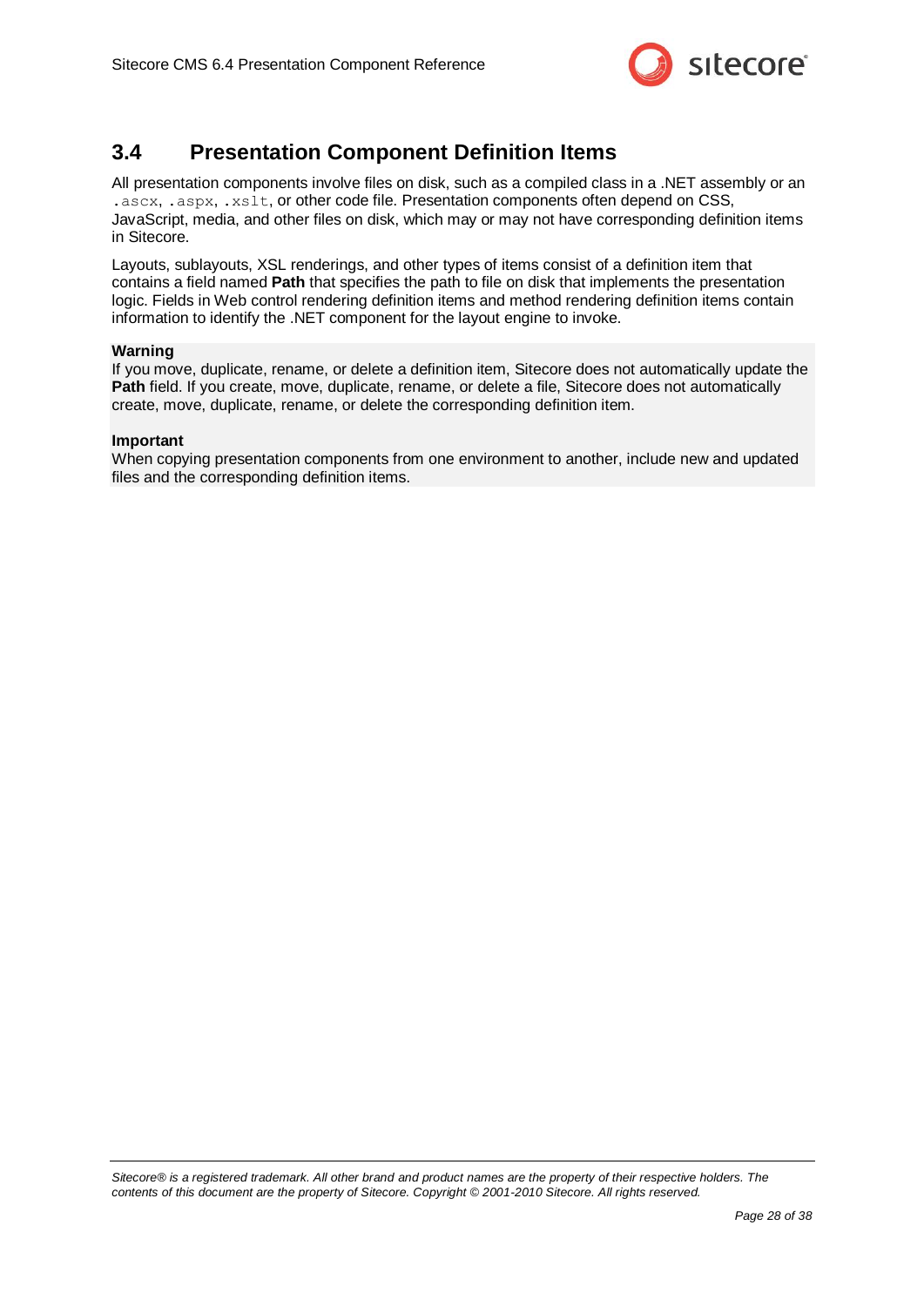## 3.4 Presentation Component Definition Items

All presentation components involve files on disk, such as a compiled class in a .NET assembly or an `.ascx`, `.aspx`, `.xslt`, or other code file. Presentation components often depend on CSS, JavaScript, media, and other files on disk, which may or may not have corresponding definition items in Sitecore.

Layouts, sublayouts, XSL renderings, and other types of items consist of a definition item that contains a field named **Path** that specifies the path to file on disk that implements the presentation logic. Fields in Web control rendering definition items and method rendering definition items contain information to identify the .NET component for the layout engine to invoke.

**Warning**
If you move, duplicate, rename, or delete a definition item, Sitecore does not automatically update the **Path** field. If you create, move, duplicate, rename, or delete a file, Sitecore does not automatically create, move, duplicate, rename, or delete the corresponding definition item.

**Important**
When copying presentation components from one environment to another, include new and updated files and the corresponding definition items.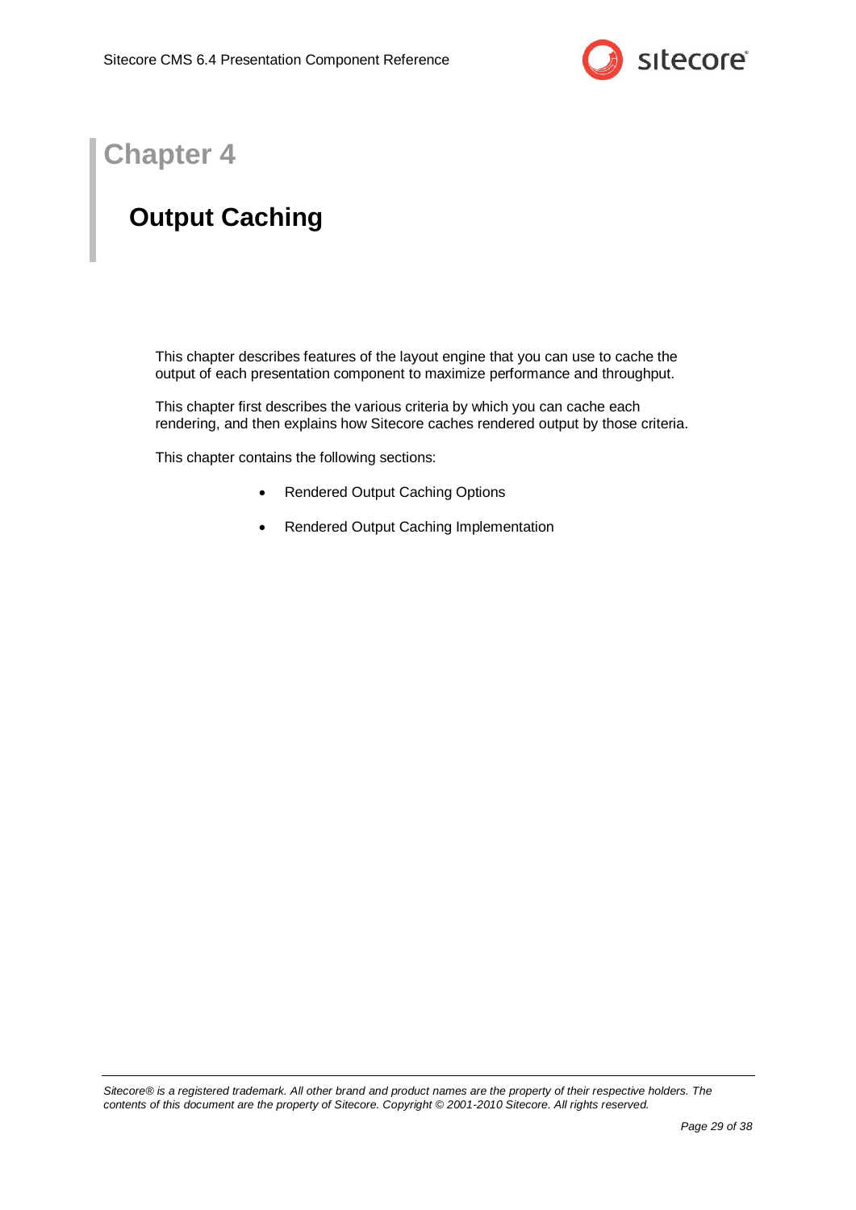# Chapter 4

## Output Caching

This chapter describes features of the layout engine that you can use to cache the output of each presentation component to maximize performance and throughput.

This chapter first describes the various criteria by which you can cache each rendering, and then explains how Sitecore caches rendered output by those criteria.

This chapter contains the following sections:

- Rendered Output Caching Options
- Rendered Output Caching Implementation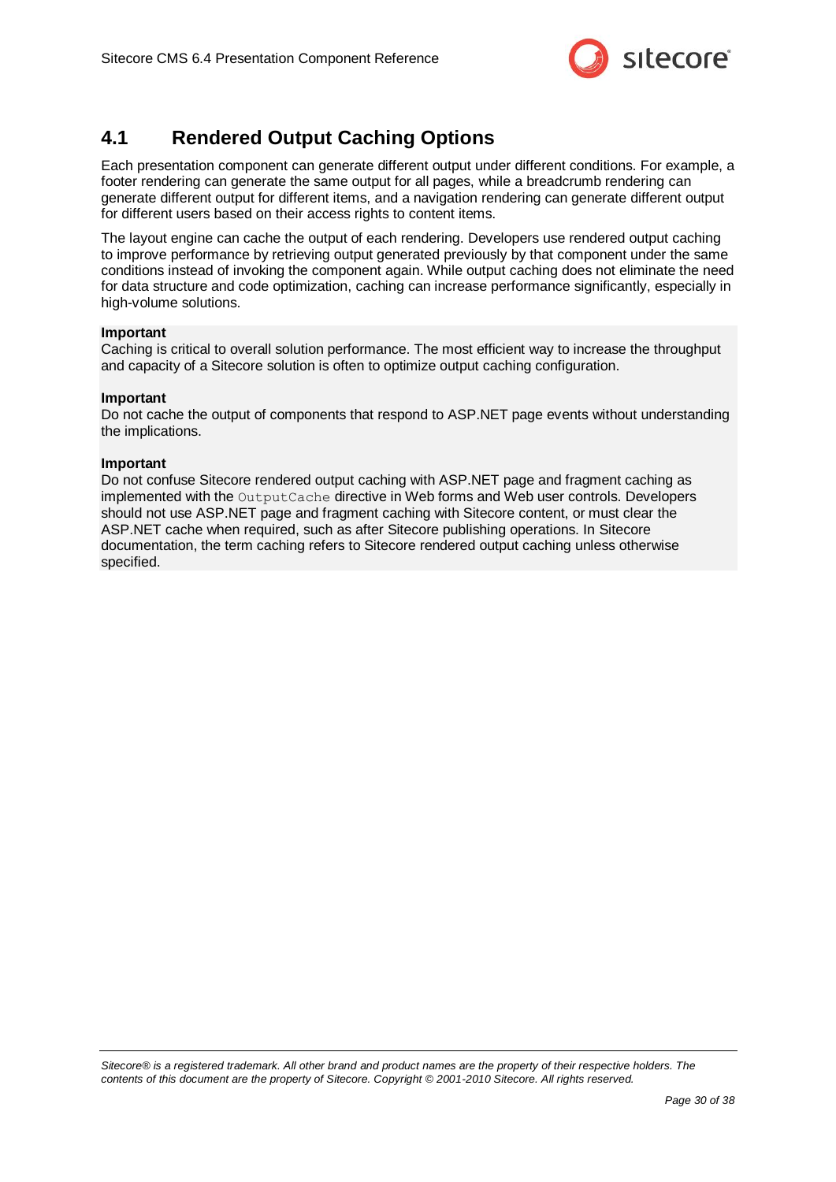## 4.1 Rendered Output Caching Options

Each presentation component can generate different output under different conditions. For example, a footer rendering can generate the same output for all pages, while a breadcrumb rendering can generate different output for different items, and a navigation rendering can generate different output for different users based on their access rights to content items.

The layout engine can cache the output of each rendering. Developers use rendered output caching to improve performance by retrieving output generated previously by that component under the same conditions instead of invoking the component again. While output caching does not eliminate the need for data structure and code optimization, caching can increase performance significantly, especially in high-volume solutions.

**Important**
Caching is critical to overall solution performance. The most efficient way to increase the throughput and capacity of a Sitecore solution is often to optimize output caching configuration.

**Important**
Do not cache the output of components that respond to ASP.NET page events without understanding the implications.

**Important**
Do not confuse Sitecore rendered output caching with ASP.NET page and fragment caching as implemented with the `OutputCache` directive in Web forms and Web user controls. Developers should not use ASP.NET page and fragment caching with Sitecore content, or must clear the ASP.NET cache when required, such as after Sitecore publishing operations. In Sitecore documentation, the term caching refers to Sitecore rendered output caching unless otherwise specified.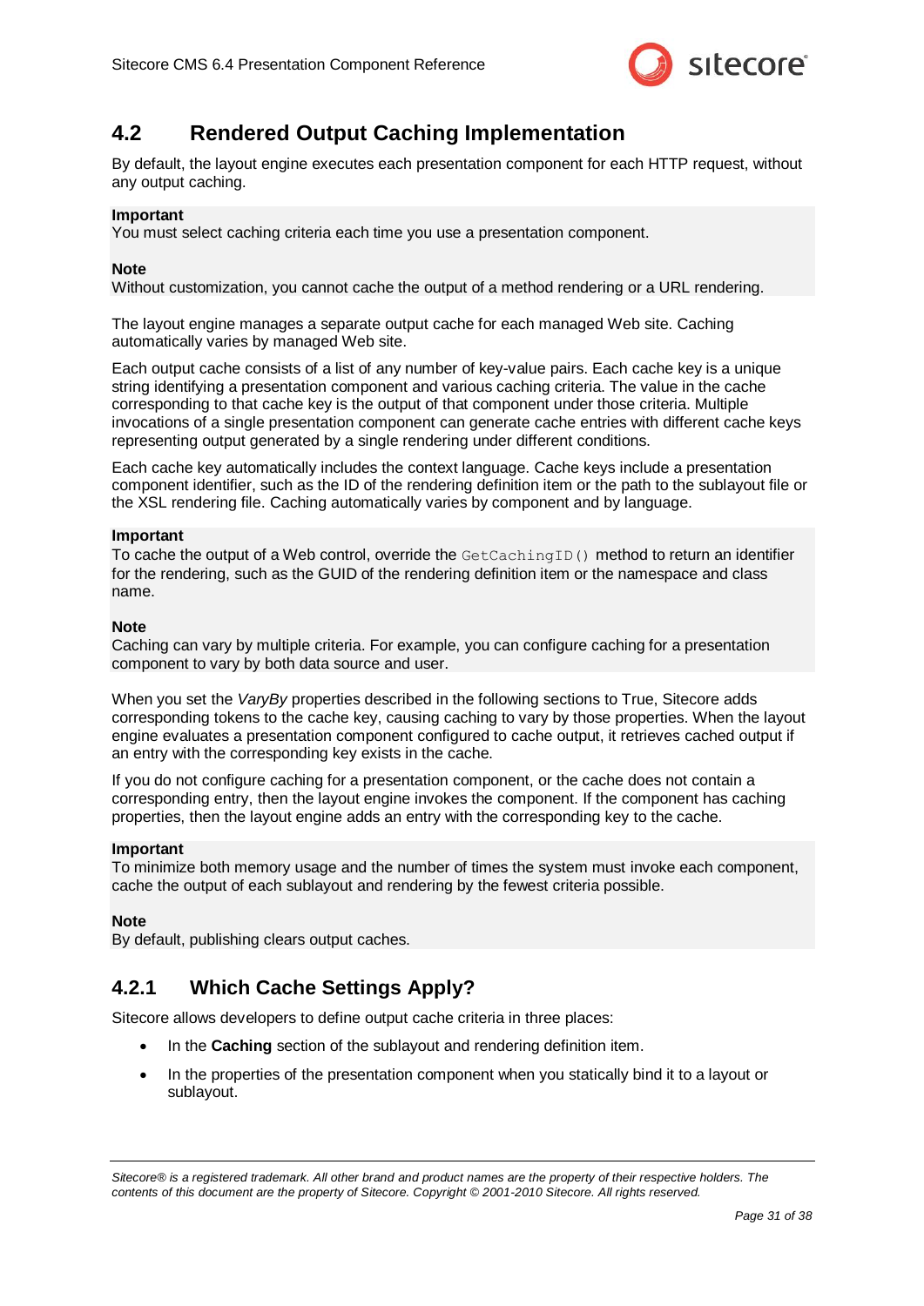## 4.2 Rendered Output Caching Implementation

By default, the layout engine executes each presentation component for each HTTP request, without any output caching.

**Important**
You must select caching criteria each time you use a presentation component.

**Note**
Without customization, you cannot cache the output of a method rendering or a URL rendering.

The layout engine manages a separate output cache for each managed Web site. Caching automatically varies by managed Web site.

Each output cache consists of a list of any number of key-value pairs. Each cache key is a unique string identifying a presentation component and various caching criteria. The value in the cache corresponding to that cache key is the output of that component under those criteria. Multiple invocations of a single presentation component can generate cache entries with different cache keys representing output generated by a single rendering under different conditions.

Each cache key automatically includes the context language. Cache keys include a presentation component identifier, such as the ID of the rendering definition item or the path to the sublayout file or the XSL rendering file. Caching automatically varies by component and by language.

**Important**
To cache the output of a Web control, override the `GetCachingID()` method to return an identifier for the rendering, such as the GUID of the rendering definition item or the namespace and class name.

**Note**
Caching can vary by multiple criteria. For example, you can configure caching for a presentation component to vary by both data source and user.

When you set the *VaryBy* properties described in the following sections to True, Sitecore adds corresponding tokens to the cache key, causing caching to vary by those properties. When the layout engine evaluates a presentation component configured to cache output, it retrieves cached output if an entry with the corresponding key exists in the cache.

If you do not configure caching for a presentation component, or the cache does not contain a corresponding entry, then the layout engine invokes the component. If the component has caching properties, then the layout engine adds an entry with the corresponding key to the cache.

**Important**
To minimize both memory usage and the number of times the system must invoke each component, cache the output of each sublayout and rendering by the fewest criteria possible.

**Note**
By default, publishing clears output caches.

### 4.2.1 Which Cache Settings Apply?

Sitecore allows developers to define output cache criteria in three places:

- In the **Caching** section of the sublayout and rendering definition item.
- In the properties of the presentation component when you statically bind it to a layout or sublayout.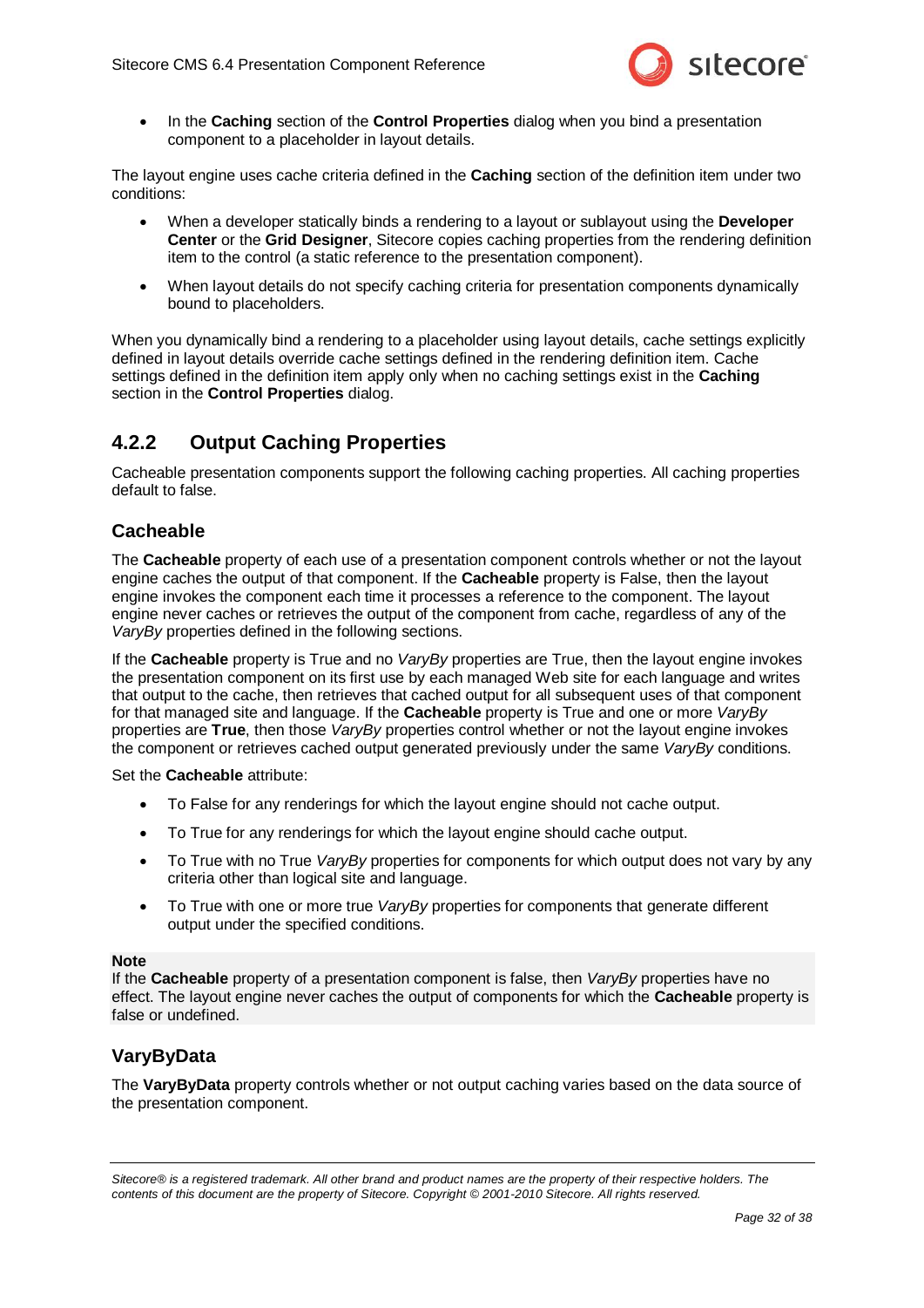- In the **Caching** section of the **Control Properties** dialog when you bind a presentation component to a placeholder in layout details.

The layout engine uses cache criteria defined in the **Caching** section of the definition item under two conditions:

- When a developer statically binds a rendering to a layout or sublayout using the **Developer Center** or the **Grid Designer**, Sitecore copies caching properties from the rendering definition item to the control (a static reference to the presentation component).
- When layout details do not specify caching criteria for presentation components dynamically bound to placeholders.

When you dynamically bind a rendering to a placeholder using layout details, cache settings explicitly defined in layout details override cache settings defined in the rendering definition item. Cache settings defined in the definition item apply only when no caching settings exist in the **Caching** section in the **Control Properties** dialog.

## 4.2.2 Output Caching Properties

Cacheable presentation components support the following caching properties. All caching properties default to false.

### Cacheable

The **Cacheable** property of each use of a presentation component controls whether or not the layout engine caches the output of that component. If the **Cacheable** property is False, then the layout engine invokes the component each time it processes a reference to the component. The layout engine never caches or retrieves the output of the component from cache, regardless of any of the *VaryBy* properties defined in the following sections.

If the **Cacheable** property is True and no *VaryBy* properties are True, then the layout engine invokes the presentation component on its first use by each managed Web site for each language and writes that output to the cache, then retrieves that cached output for all subsequent uses of that component for that managed site and language. If the **Cacheable** property is True and one or more *VaryBy* properties are **True**, then those *VaryBy* properties control whether or not the layout engine invokes the component or retrieves cached output generated previously under the same *VaryBy* conditions.

Set the **Cacheable** attribute:

- To False for any renderings for which the layout engine should not cache output.
- To True for any renderings for which the layout engine should cache output.
- To True with no True *VaryBy* properties for components for which output does not vary by any criteria other than logical site and language.
- To True with one or more true *VaryBy* properties for components that generate different output under the specified conditions.

**Note**
If the **Cacheable** property of a presentation component is false, then *VaryBy* properties have no effect. The layout engine never caches the output of components for which the **Cacheable** property is false or undefined.

### VaryByData

The **VaryByData** property controls whether or not output caching varies based on the data source of the presentation component.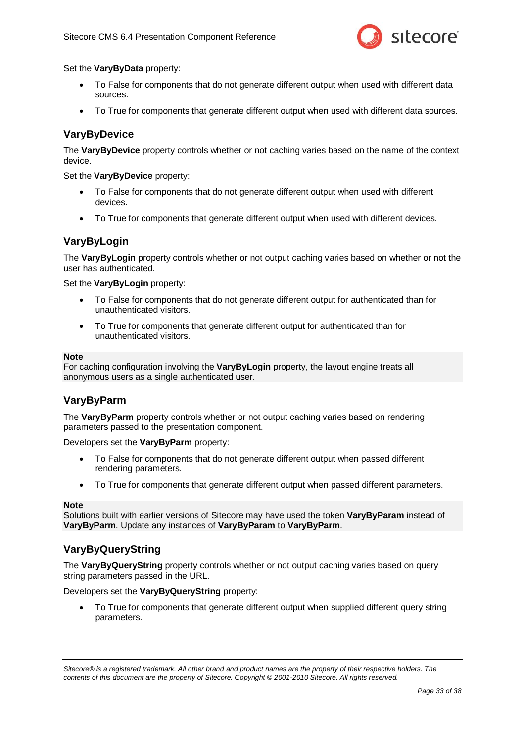Set the **VaryByData** property:

- To False for components that do not generate different output when used with different data sources.
- To True for components that generate different output when used with different data sources.

## VaryByDevice

The **VaryByDevice** property controls whether or not caching varies based on the name of the context device.

Set the **VaryByDevice** property:

- To False for components that do not generate different output when used with different devices.
- To True for components that generate different output when used with different devices.

## VaryByLogin

The **VaryByLogin** property controls whether or not output caching varies based on whether or not the user has authenticated.

Set the **VaryByLogin** property:

- To False for components that do not generate different output for authenticated than for unauthenticated visitors.
- To True for components that generate different output for authenticated than for unauthenticated visitors.

**Note**
For caching configuration involving the **VaryByLogin** property, the layout engine treats all anonymous users as a single authenticated user.

## VaryByParm

The **VaryByParm** property controls whether or not output caching varies based on rendering parameters passed to the presentation component.

Developers set the **VaryByParm** property:

- To False for components that do not generate different output when passed different rendering parameters.
- To True for components that generate different output when passed different parameters.

**Note**
Solutions built with earlier versions of Sitecore may have used the token **VaryByParam** instead of **VaryByParm**. Update any instances of **VaryByParam** to **VaryByParm**.

## VaryByQueryString

The **VaryByQueryString** property controls whether or not output caching varies based on query string parameters passed in the URL.

Developers set the **VaryByQueryString** property:

- To True for components that generate different output when supplied different query string parameters.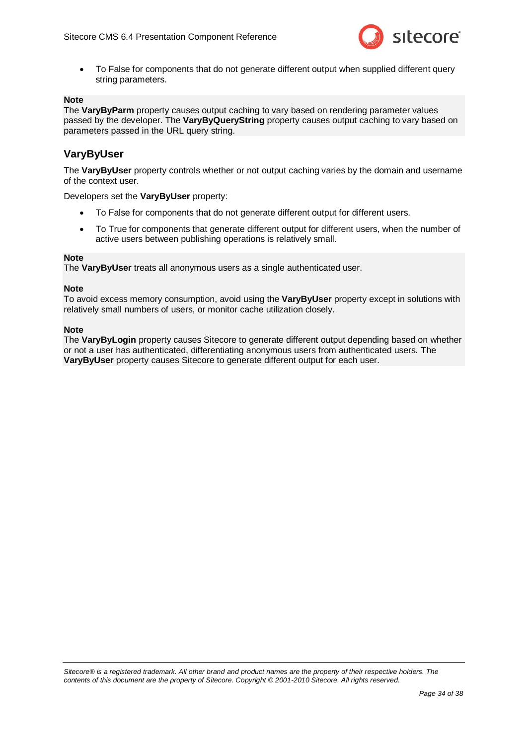- To False for components that do not generate different output when supplied different query string parameters.

**Note**
The **VaryByParm** property causes output caching to vary based on rendering parameter values passed by the developer. The **VaryByQueryString** property causes output caching to vary based on parameters passed in the URL query string.

## VaryByUser

The **VaryByUser** property controls whether or not output caching varies by the domain and username of the context user.

Developers set the **VaryByUser** property:

- To False for components that do not generate different output for different users.
- To True for components that generate different output for different users, when the number of active users between publishing operations is relatively small.

**Note**
The **VaryByUser** treats all anonymous users as a single authenticated user.

**Note**
To avoid excess memory consumption, avoid using the **VaryByUser** property except in solutions with relatively small numbers of users, or monitor cache utilization closely.

**Note**
The **VaryByLogin** property causes Sitecore to generate different output depending based on whether or not a user has authenticated, differentiating anonymous users from authenticated users. The **VaryByUser** property causes Sitecore to generate different output for each user.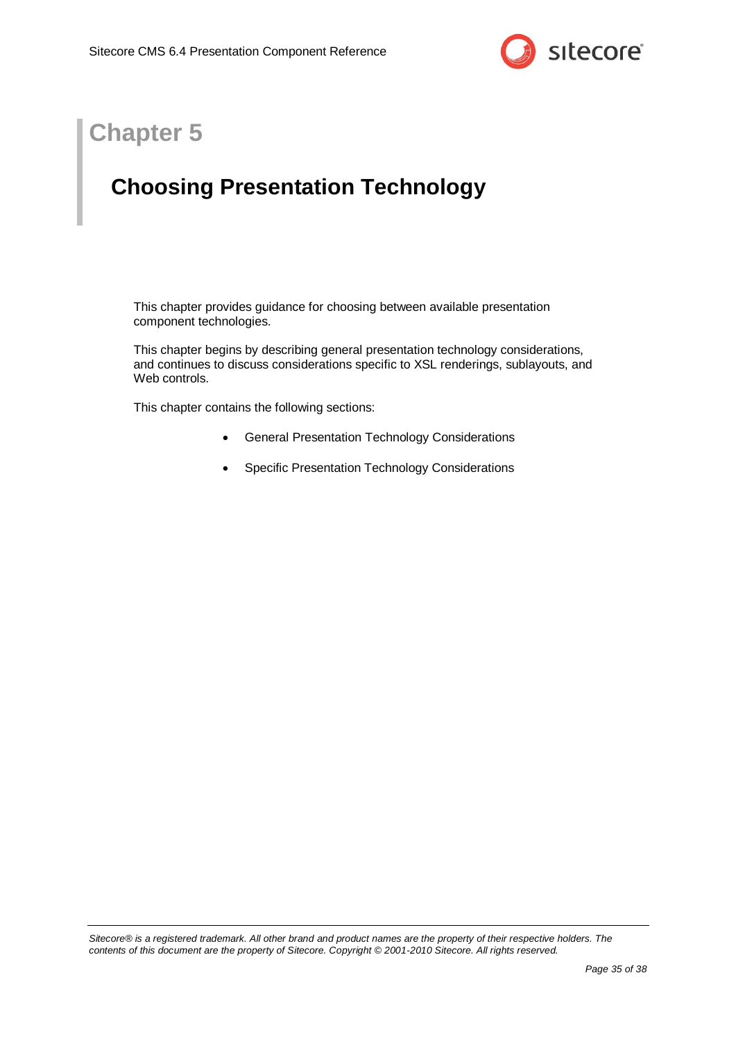# Chapter 5

## Choosing Presentation Technology

This chapter provides guidance for choosing between available presentation component technologies.

This chapter begins by describing general presentation technology considerations, and continues to discuss considerations specific to XSL renderings, sublayouts, and Web controls.

This chapter contains the following sections:

- General Presentation Technology Considerations
- Specific Presentation Technology Considerations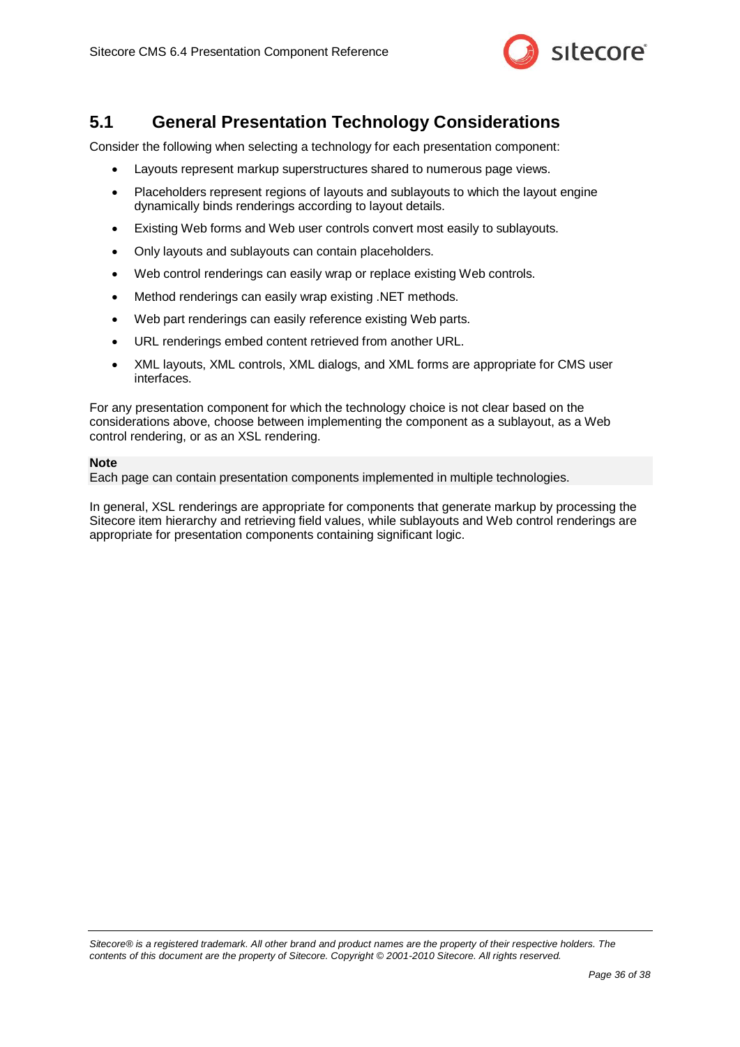## 5.1 General Presentation Technology Considerations

Consider the following when selecting a technology for each presentation component:

- Layouts represent markup superstructures shared to numerous page views.
- Placeholders represent regions of layouts and sublayouts to which the layout engine dynamically binds renderings according to layout details.
- Existing Web forms and Web user controls convert most easily to sublayouts.
- Only layouts and sublayouts can contain placeholders.
- Web control renderings can easily wrap or replace existing Web controls.
- Method renderings can easily wrap existing .NET methods.
- Web part renderings can easily reference existing Web parts.
- URL renderings embed content retrieved from another URL.
- XML layouts, XML controls, XML dialogs, and XML forms are appropriate for CMS user interfaces.

For any presentation component for which the technology choice is not clear based on the considerations above, choose between implementing the component as a sublayout, as a Web control rendering, or as an XSL rendering.

**Note**
Each page can contain presentation components implemented in multiple technologies.

In general, XSL renderings are appropriate for components that generate markup by processing the Sitecore item hierarchy and retrieving field values, while sublayouts and Web control renderings are appropriate for presentation components containing significant logic.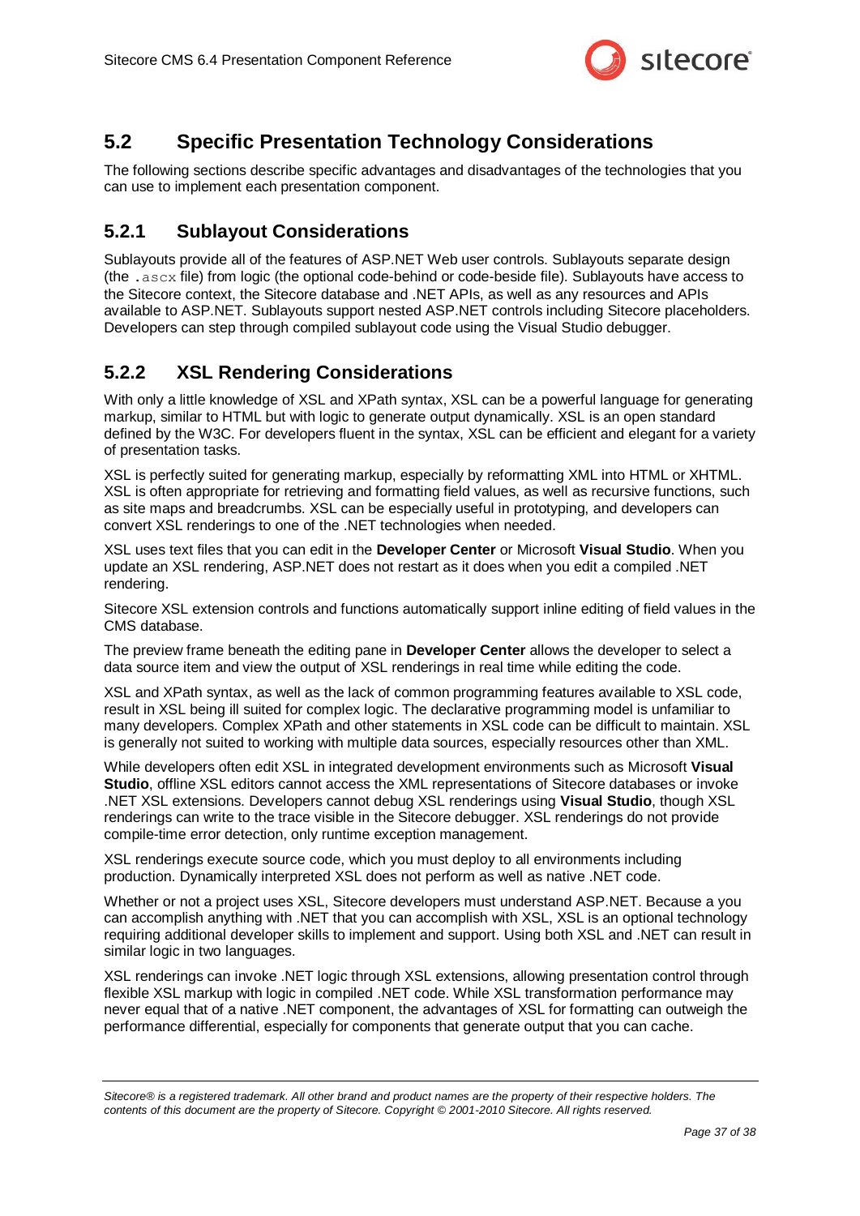## 5.2 Specific Presentation Technology Considerations

The following sections describe specific advantages and disadvantages of the technologies that you can use to implement each presentation component.

### 5.2.1 Sublayout Considerations

Sublayouts provide all of the features of ASP.NET Web user controls. Sublayouts separate design (the `.ascx` file) from logic (the optional code-behind or code-beside file). Sublayouts have access to the Sitecore context, the Sitecore database and .NET APIs, as well as any resources and APIs available to ASP.NET. Sublayouts support nested ASP.NET controls including Sitecore placeholders. Developers can step through compiled sublayout code using the Visual Studio debugger.

### 5.2.2 XSL Rendering Considerations

With only a little knowledge of XSL and XPath syntax, XSL can be a powerful language for generating markup, similar to HTML but with logic to generate output dynamically. XSL is an open standard defined by the W3C. For developers fluent in the syntax, XSL can be efficient and elegant for a variety of presentation tasks.

XSL is perfectly suited for generating markup, especially by reformatting XML into HTML or XHTML. XSL is often appropriate for retrieving and formatting field values, as well as recursive functions, such as site maps and breadcrumbs. XSL can be especially useful in prototyping, and developers can convert XSL renderings to one of the .NET technologies when needed.

XSL uses text files that you can edit in the **Developer Center** or Microsoft **Visual Studio**. When you update an XSL rendering, ASP.NET does not restart as it does when you edit a compiled .NET rendering.

Sitecore XSL extension controls and functions automatically support inline editing of field values in the CMS database.

The preview frame beneath the editing pane in **Developer Center** allows the developer to select a data source item and view the output of XSL renderings in real time while editing the code.

XSL and XPath syntax, as well as the lack of common programming features available to XSL code, result in XSL being ill suited for complex logic. The declarative programming model is unfamiliar to many developers. Complex XPath and other statements in XSL code can be difficult to maintain. XSL is generally not suited to working with multiple data sources, especially resources other than XML.

While developers often edit XSL in integrated development environments such as Microsoft **Visual Studio**, offline XSL editors cannot access the XML representations of Sitecore databases or invoke .NET XSL extensions. Developers cannot debug XSL renderings using **Visual Studio**, though XSL renderings can write to the trace visible in the Sitecore debugger. XSL renderings do not provide compile-time error detection, only runtime exception management.

XSL renderings execute source code, which you must deploy to all environments including production. Dynamically interpreted XSL does not perform as well as native .NET code.

Whether or not a project uses XSL, Sitecore developers must understand ASP.NET. Because a you can accomplish anything with .NET that you can accomplish with XSL, XSL is an optional technology requiring additional developer skills to implement and support. Using both XSL and .NET can result in similar logic in two languages.

XSL renderings can invoke .NET logic through XSL extensions, allowing presentation control through flexible XSL markup with logic in compiled .NET code. While XSL transformation performance may never equal that of a native .NET component, the advantages of XSL for formatting can outweigh the performance differential, especially for components that generate output that you can cache.

*Sitecore® is a registered trademark. All other brand and product names are the property of their respective holders. The contents of this document are the property of Sitecore. Copyright © 2001-2010 Sitecore. All rights reserved.*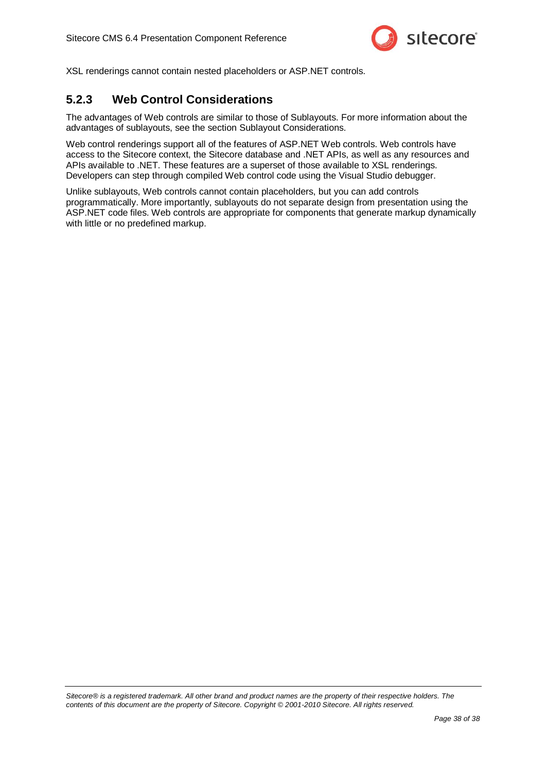XSL renderings cannot contain nested placeholders or ASP.NET controls.

### 5.2.3 Web Control Considerations

The advantages of Web controls are similar to those of Sublayouts. For more information about the advantages of sublayouts, see the section Sublayout Considerations.

Web control renderings support all of the features of ASP.NET Web controls. Web controls have access to the Sitecore context, the Sitecore database and .NET APIs, as well as any resources and APIs available to .NET. These features are a superset of those available to XSL renderings. Developers can step through compiled Web control code using the Visual Studio debugger.

Unlike sublayouts, Web controls cannot contain placeholders, but you can add controls programmatically. More importantly, sublayouts do not separate design from presentation using the ASP.NET code files. Web controls are appropriate for components that generate markup dynamically with little or no predefined markup.